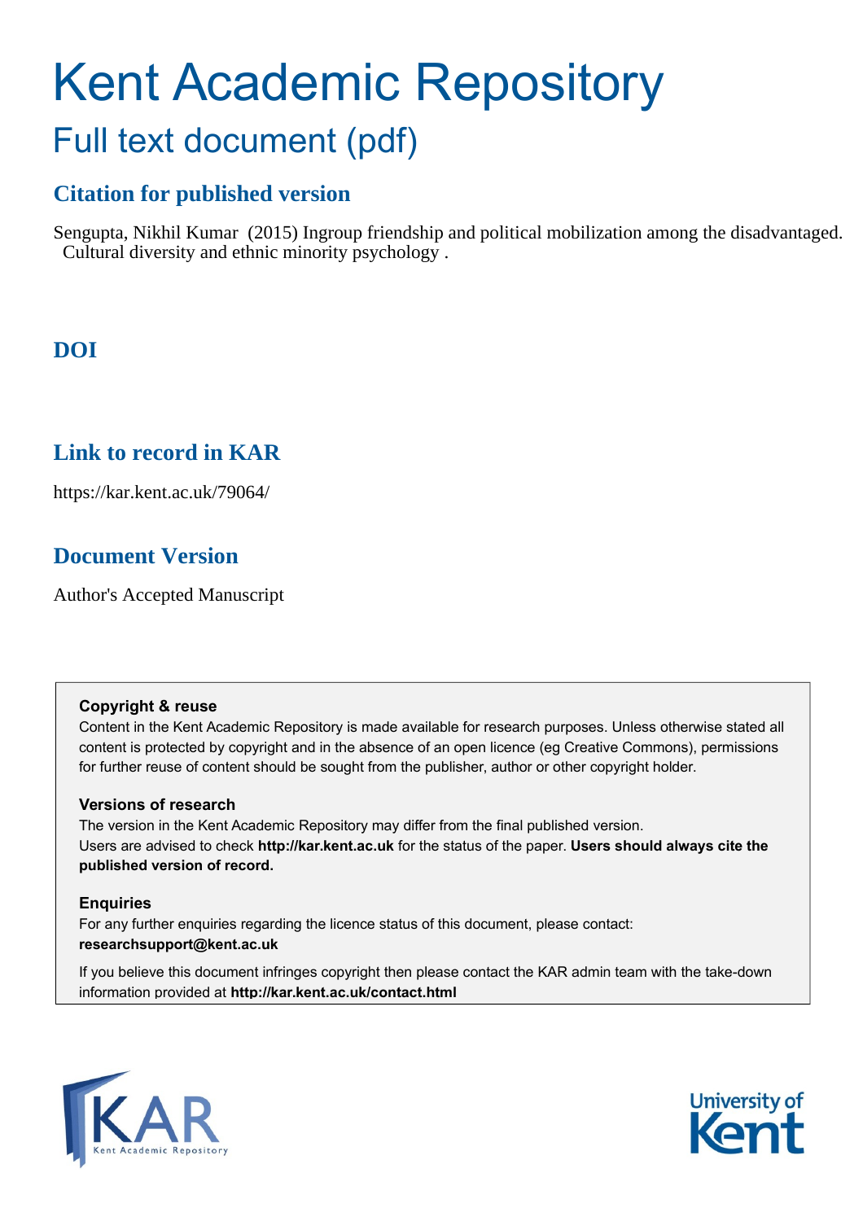# Kent Academic Repository

## Full text document (pdf)

### Citation for published version

Sengupta, Nikhil Kumar (2015) Ingroup friendship and political mobilization among the disadvantaged. Cultural diversity and ethnic minority psychology .

### DOI

### Link to record in KAR

https://kar.kent.ac.uk/79064/

### Document Version

Author's Accepted Manuscript

**Copyright & reuse**

Content in the Kent Academic Repository is made available for research purposes. Unless otherwise stated all content is protected by copyright and in the absence of an open licence (eg Creative Commons), permissions for further reuse of content should be sought from the publisher, author or other copyright holder.

**Versions of research**

The version in the Kent Academic Repository may differ from the final published version.
Users are advised to check **http://kar.kent.ac.uk** for the status of the paper. **Users should always cite the published version of record.**

**Enquiries**

For any further enquiries regarding the licence status of this document, please contact:
**researchsupport@kent.ac.uk**

If you believe this document infringes copyright then please contact the KAR admin team with the take-down information provided at **http://kar.kent.ac.uk/contact.html**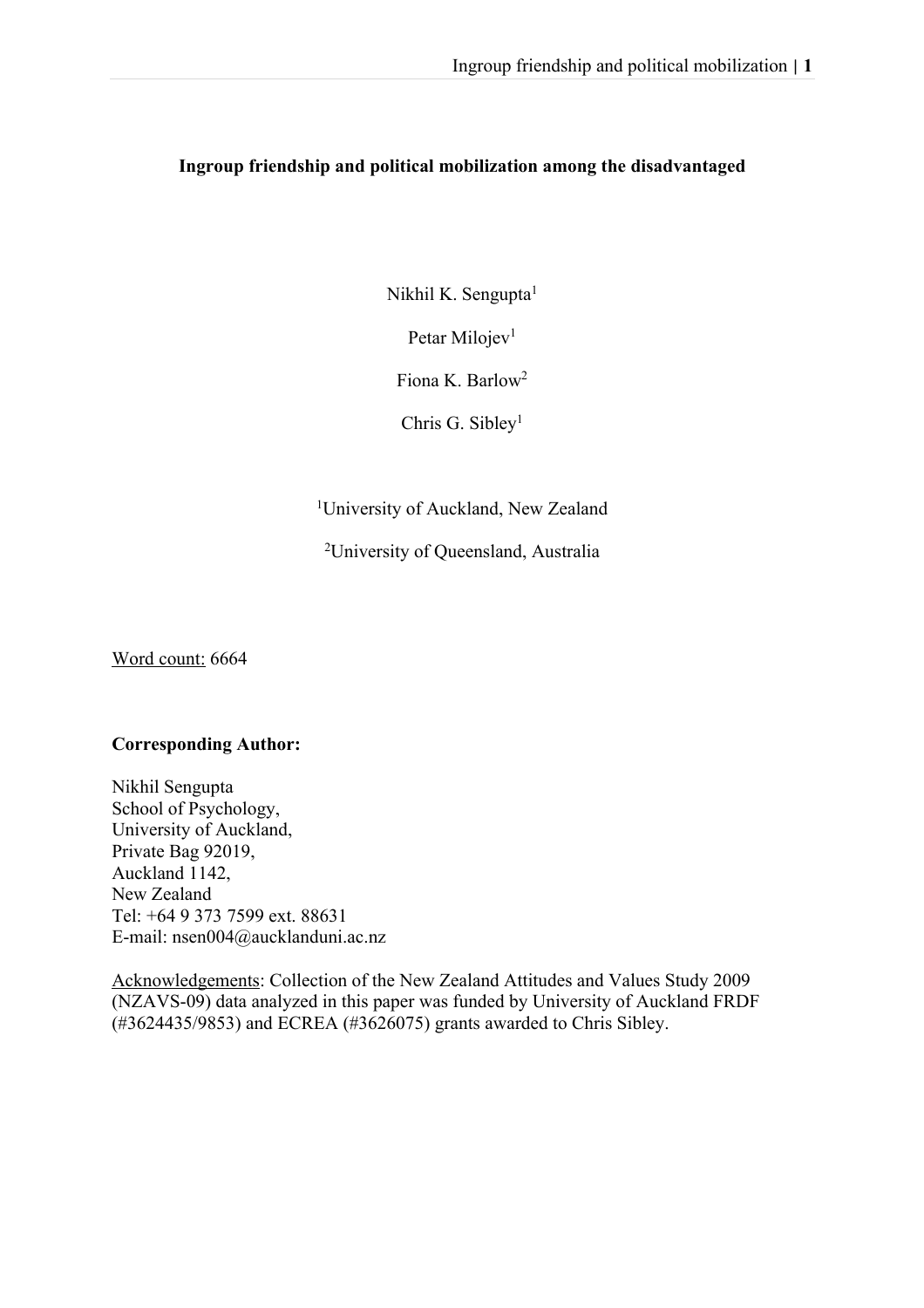**Ingroup friendship and political mobilization among the disadvantaged**

Nikhil K. Sengupta[1]

Petar Milojev[1]

Fiona K. Barlow[2]

Chris G. Sibley[1]

[1]University of Auckland, New Zealand

[2]University of Queensland, Australia

Word count: 6664

**Corresponding Author:**

Nikhil Sengupta
School of Psychology,
University of Auckland,
Private Bag 92019,
Auckland 1142,
New Zealand
Tel: +64 9 373 7599 ext. 88631
E-mail: nsen004@aucklanduni.ac.nz

Acknowledgements: Collection of the New Zealand Attitudes and Values Study 2009 (NZAVS-09) data analyzed in this paper was funded by University of Auckland FRDF (#3624435/9853) and ECREA (#3626075) grants awarded to Chris Sibley.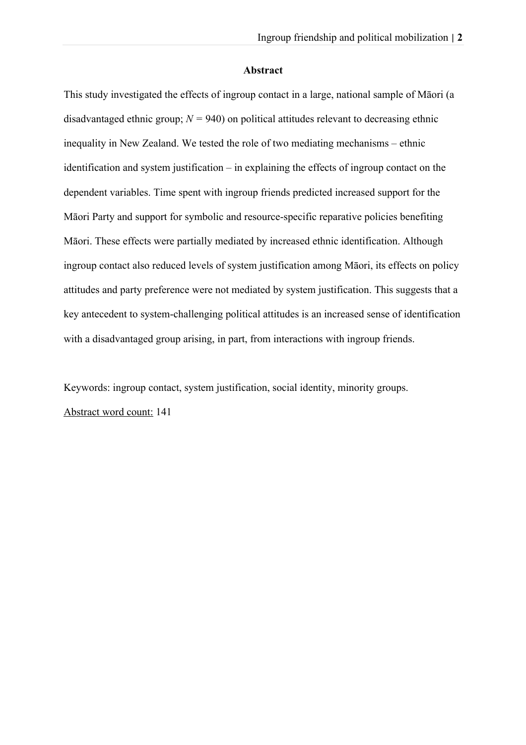## Abstract

This study investigated the effects of ingroup contact in a large, national sample of Māori (a disadvantaged ethnic group; $N$ = 940) on political attitudes relevant to decreasing ethnic inequality in New Zealand. We tested the role of two mediating mechanisms – ethnic identification and system justification – in explaining the effects of ingroup contact on the dependent variables. Time spent with ingroup friends predicted increased support for the Māori Party and support for symbolic and resource-specific reparative policies benefiting Māori. These effects were partially mediated by increased ethnic identification. Although ingroup contact also reduced levels of system justification among Māori, its effects on policy attitudes and party preference were not mediated by system justification. This suggests that a key antecedent to system-challenging political attitudes is an increased sense of identification with a disadvantaged group arising, in part, from interactions with ingroup friends.

Keywords: ingroup contact, system justification, social identity, minority groups.

<u>Abstract word count:</u> 141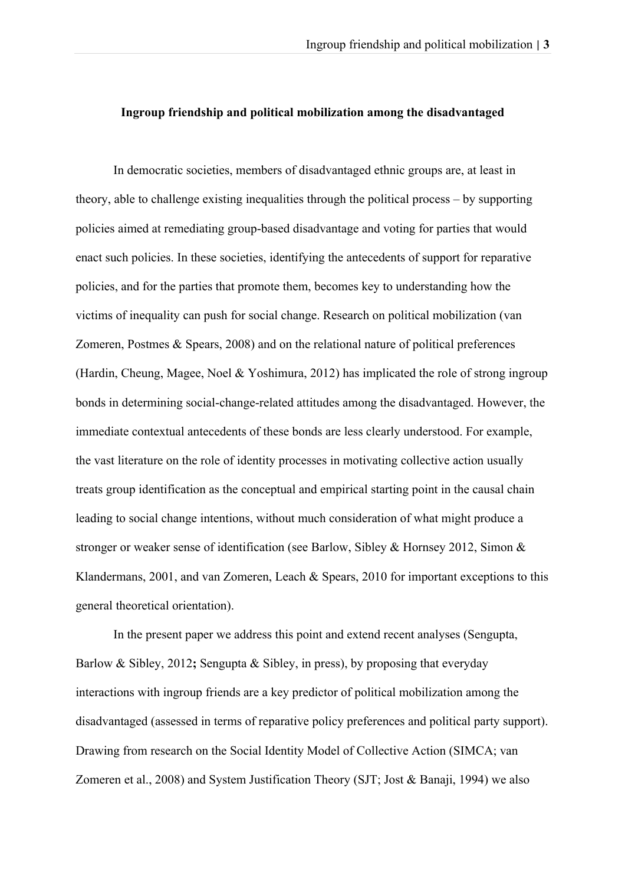**Ingroup friendship and political mobilization among the disadvantaged**

In democratic societies, members of disadvantaged ethnic groups are, at least in theory, able to challenge existing inequalities through the political process – by supporting policies aimed at remediating group-based disadvantage and voting for parties that would enact such policies. In these societies, identifying the antecedents of support for reparative policies, and for the parties that promote them, becomes key to understanding how the victims of inequality can push for social change. Research on political mobilization (van Zomeren, Postmes & Spears, 2008) and on the relational nature of political preferences (Hardin, Cheung, Magee, Noel & Yoshimura, 2012) has implicated the role of strong ingroup bonds in determining social-change-related attitudes among the disadvantaged. However, the immediate contextual antecedents of these bonds are less clearly understood. For example, the vast literature on the role of identity processes in motivating collective action usually treats group identification as the conceptual and empirical starting point in the causal chain leading to social change intentions, without much consideration of what might produce a stronger or weaker sense of identification (see Barlow, Sibley & Hornsey 2012, Simon & Klandermans, 2001, and van Zomeren, Leach & Spears, 2010 for important exceptions to this general theoretical orientation).

In the present paper we address this point and extend recent analyses (Sengupta, Barlow & Sibley, 2012**;** Sengupta & Sibley, in press), by proposing that everyday interactions with ingroup friends are a key predictor of political mobilization among the disadvantaged (assessed in terms of reparative policy preferences and political party support). Drawing from research on the Social Identity Model of Collective Action (SIMCA; van Zomeren et al., 2008) and System Justification Theory (SJT; Jost & Banaji, 1994) we also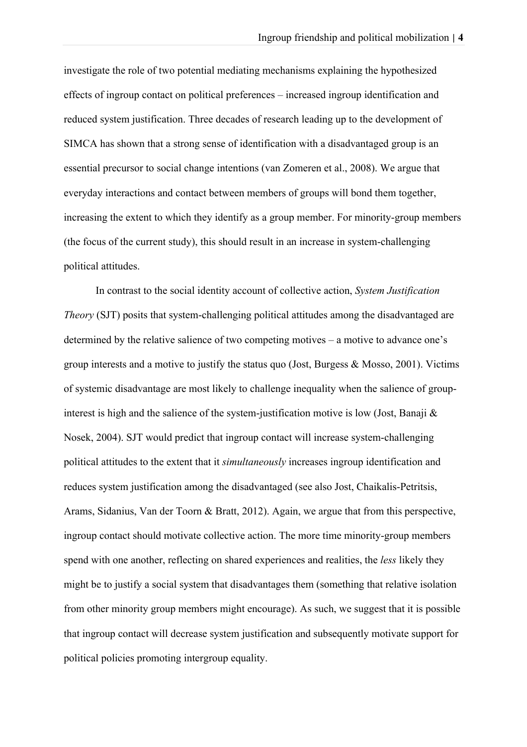investigate the role of two potential mediating mechanisms explaining the hypothesized effects of ingroup contact on political preferences – increased ingroup identification and reduced system justification. Three decades of research leading up to the development of SIMCA has shown that a strong sense of identification with a disadvantaged group is an essential precursor to social change intentions (van Zomeren et al., 2008). We argue that everyday interactions and contact between members of groups will bond them together, increasing the extent to which they identify as a group member. For minority-group members (the focus of the current study), this should result in an increase in system-challenging political attitudes.

In contrast to the social identity account of collective action, *System Justification Theory* (SJT) posits that system-challenging political attitudes among the disadvantaged are determined by the relative salience of two competing motives – a motive to advance one's group interests and a motive to justify the status quo (Jost, Burgess & Mosso, 2001). Victims of systemic disadvantage are most likely to challenge inequality when the salience of group-interest is high and the salience of the system-justification motive is low (Jost, Banaji & Nosek, 2004). SJT would predict that ingroup contact will increase system-challenging political attitudes to the extent that it *simultaneously* increases ingroup identification and reduces system justification among the disadvantaged (see also Jost, Chaikalis-Petritsis, Arams, Sidanius, Van der Toorn & Bratt, 2012). Again, we argue that from this perspective, ingroup contact should motivate collective action. The more time minority-group members spend with one another, reflecting on shared experiences and realities, the *less* likely they might be to justify a social system that disadvantages them (something that relative isolation from other minority group members might encourage). As such, we suggest that it is possible that ingroup contact will decrease system justification and subsequently motivate support for political policies promoting intergroup equality.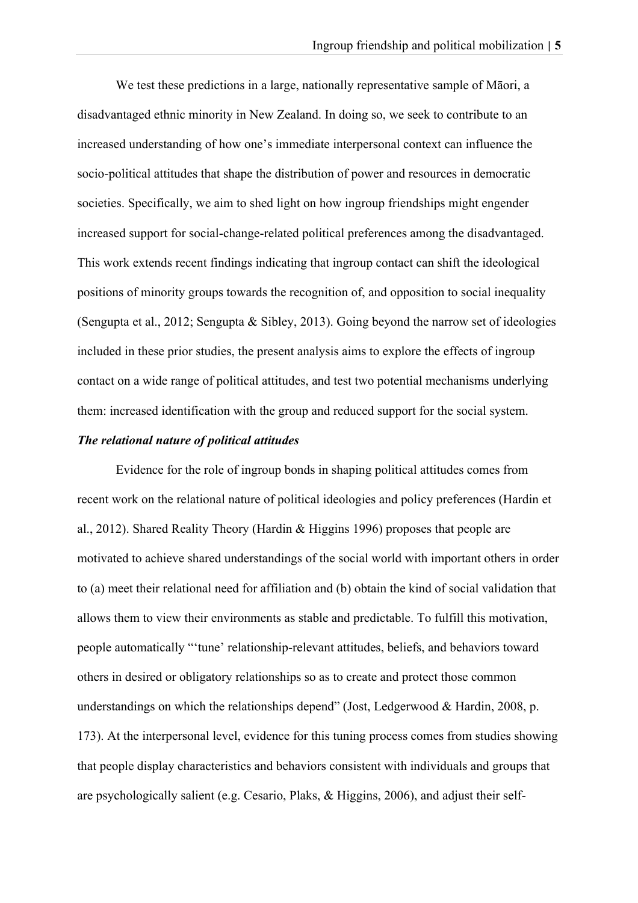We test these predictions in a large, nationally representative sample of Māori, a disadvantaged ethnic minority in New Zealand. In doing so, we seek to contribute to an increased understanding of how one's immediate interpersonal context can influence the socio-political attitudes that shape the distribution of power and resources in democratic societies. Specifically, we aim to shed light on how ingroup friendships might engender increased support for social-change-related political preferences among the disadvantaged. This work extends recent findings indicating that ingroup contact can shift the ideological positions of minority groups towards the recognition of, and opposition to social inequality (Sengupta et al., 2012; Sengupta & Sibley, 2013). Going beyond the narrow set of ideologies included in these prior studies, the present analysis aims to explore the effects of ingroup contact on a wide range of political attitudes, and test two potential mechanisms underlying them: increased identification with the group and reduced support for the social system.

***The relational nature of political attitudes***

Evidence for the role of ingroup bonds in shaping political attitudes comes from recent work on the relational nature of political ideologies and policy preferences (Hardin et al., 2012). Shared Reality Theory (Hardin & Higgins 1996) proposes that people are motivated to achieve shared understandings of the social world with important others in order to (a) meet their relational need for affiliation and (b) obtain the kind of social validation that allows them to view their environments as stable and predictable. To fulfill this motivation, people automatically "'tune' relationship-relevant attitudes, beliefs, and behaviors toward others in desired or obligatory relationships so as to create and protect those common understandings on which the relationships depend" (Jost, Ledgerwood & Hardin, 2008, p. 173). At the interpersonal level, evidence for this tuning process comes from studies showing that people display characteristics and behaviors consistent with individuals and groups that are psychologically salient (e.g. Cesario, Plaks, & Higgins, 2006), and adjust their self-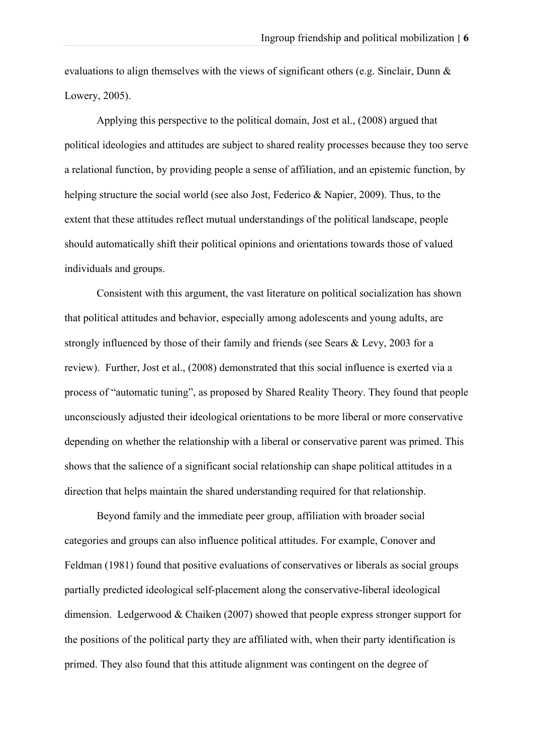evaluations to align themselves with the views of significant others (e.g. Sinclair, Dunn & Lowery, 2005).

Applying this perspective to the political domain, Jost et al., (2008) argued that political ideologies and attitudes are subject to shared reality processes because they too serve a relational function, by providing people a sense of affiliation, and an epistemic function, by helping structure the social world (see also Jost, Federico & Napier, 2009). Thus, to the extent that these attitudes reflect mutual understandings of the political landscape, people should automatically shift their political opinions and orientations towards those of valued individuals and groups.

Consistent with this argument, the vast literature on political socialization has shown that political attitudes and behavior, especially among adolescents and young adults, are strongly influenced by those of their family and friends (see Sears & Levy, 2003 for a review). Further, Jost et al., (2008) demonstrated that this social influence is exerted via a process of "automatic tuning", as proposed by Shared Reality Theory. They found that people unconsciously adjusted their ideological orientations to be more liberal or more conservative depending on whether the relationship with a liberal or conservative parent was primed. This shows that the salience of a significant social relationship can shape political attitudes in a direction that helps maintain the shared understanding required for that relationship.

Beyond family and the immediate peer group, affiliation with broader social categories and groups can also influence political attitudes. For example, Conover and Feldman (1981) found that positive evaluations of conservatives or liberals as social groups partially predicted ideological self-placement along the conservative-liberal ideological dimension. Ledgerwood & Chaiken (2007) showed that people express stronger support for the positions of the political party they are affiliated with, when their party identification is primed. They also found that this attitude alignment was contingent on the degree of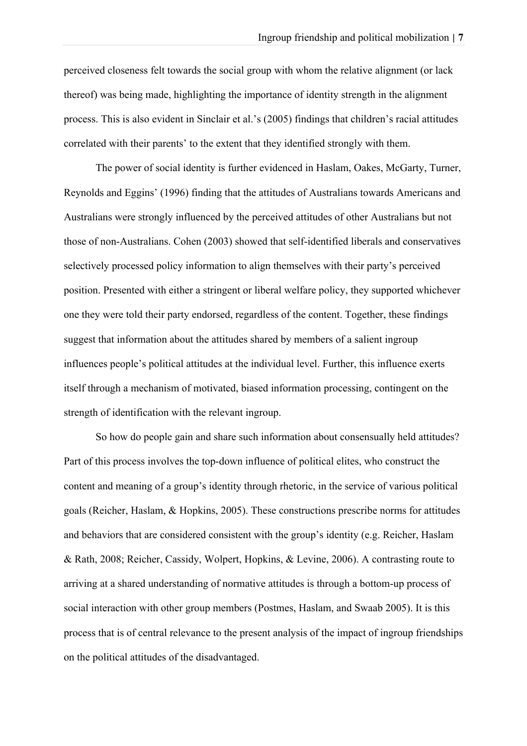perceived closeness felt towards the social group with whom the relative alignment (or lack thereof) was being made, highlighting the importance of identity strength in the alignment process. This is also evident in Sinclair et al.'s (2005) findings that children's racial attitudes correlated with their parents' to the extent that they identified strongly with them.

The power of social identity is further evidenced in Haslam, Oakes, McGarty, Turner, Reynolds and Eggins' (1996) finding that the attitudes of Australians towards Americans and Australians were strongly influenced by the perceived attitudes of other Australians but not those of non-Australians. Cohen (2003) showed that self-identified liberals and conservatives selectively processed policy information to align themselves with their party's perceived position. Presented with either a stringent or liberal welfare policy, they supported whichever one they were told their party endorsed, regardless of the content. Together, these findings suggest that information about the attitudes shared by members of a salient ingroup influences people's political attitudes at the individual level. Further, this influence exerts itself through a mechanism of motivated, biased information processing, contingent on the strength of identification with the relevant ingroup.

So how do people gain and share such information about consensually held attitudes? Part of this process involves the top-down influence of political elites, who construct the content and meaning of a group's identity through rhetoric, in the service of various political goals (Reicher, Haslam, & Hopkins, 2005). These constructions prescribe norms for attitudes and behaviors that are considered consistent with the group's identity (e.g. Reicher, Haslam & Rath, 2008; Reicher, Cassidy, Wolpert, Hopkins, & Levine, 2006). A contrasting route to arriving at a shared understanding of normative attitudes is through a bottom-up process of social interaction with other group members (Postmes, Haslam, and Swaab 2005). It is this process that is of central relevance to the present analysis of the impact of ingroup friendships on the political attitudes of the disadvantaged.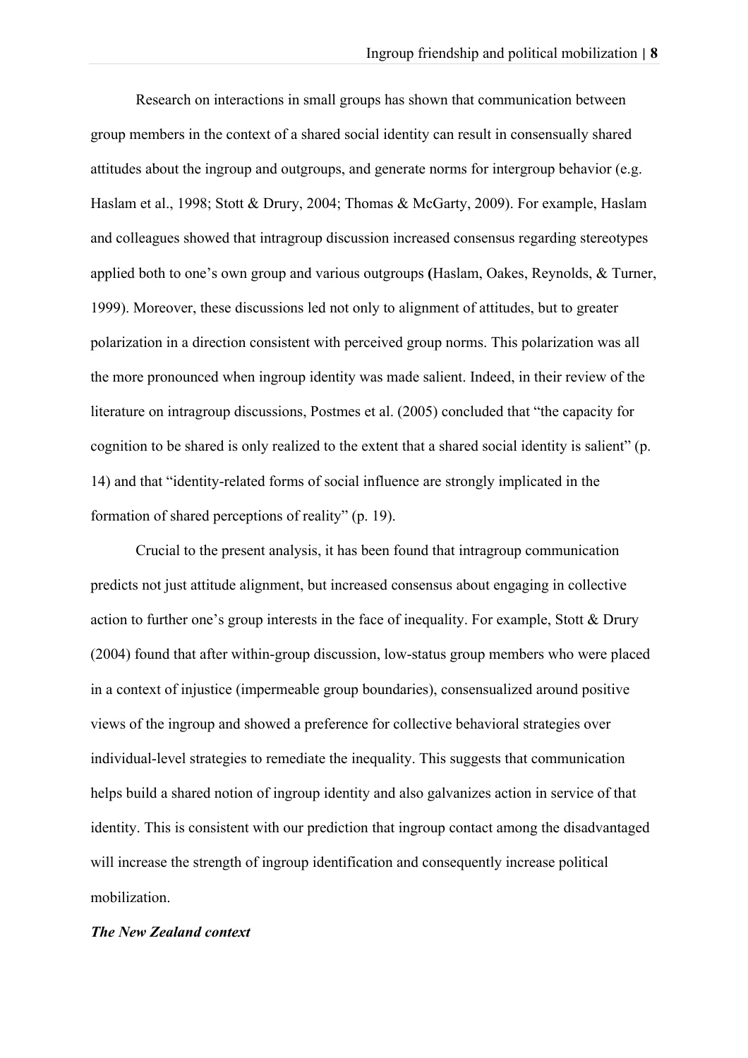Research on interactions in small groups has shown that communication between group members in the context of a shared social identity can result in consensually shared attitudes about the ingroup and outgroups, and generate norms for intergroup behavior (e.g. Haslam et al., 1998; Stott & Drury, 2004; Thomas & McGarty, 2009). For example, Haslam and colleagues showed that intragroup discussion increased consensus regarding stereotypes applied both to one's own group and various outgroups **(**Haslam, Oakes, Reynolds, & Turner, 1999). Moreover, these discussions led not only to alignment of attitudes, but to greater polarization in a direction consistent with perceived group norms. This polarization was all the more pronounced when ingroup identity was made salient. Indeed, in their review of the literature on intragroup discussions, Postmes et al. (2005) concluded that "the capacity for cognition to be shared is only realized to the extent that a shared social identity is salient" (p. 14) and that "identity-related forms of social influence are strongly implicated in the formation of shared perceptions of reality" (p. 19).

Crucial to the present analysis, it has been found that intragroup communication predicts not just attitude alignment, but increased consensus about engaging in collective action to further one's group interests in the face of inequality. For example, Stott & Drury (2004) found that after within-group discussion, low-status group members who were placed in a context of injustice (impermeable group boundaries), consensualized around positive views of the ingroup and showed a preference for collective behavioral strategies over individual-level strategies to remediate the inequality. This suggests that communication helps build a shared notion of ingroup identity and also galvanizes action in service of that identity. This is consistent with our prediction that ingroup contact among the disadvantaged will increase the strength of ingroup identification and consequently increase political mobilization.

***The New Zealand context***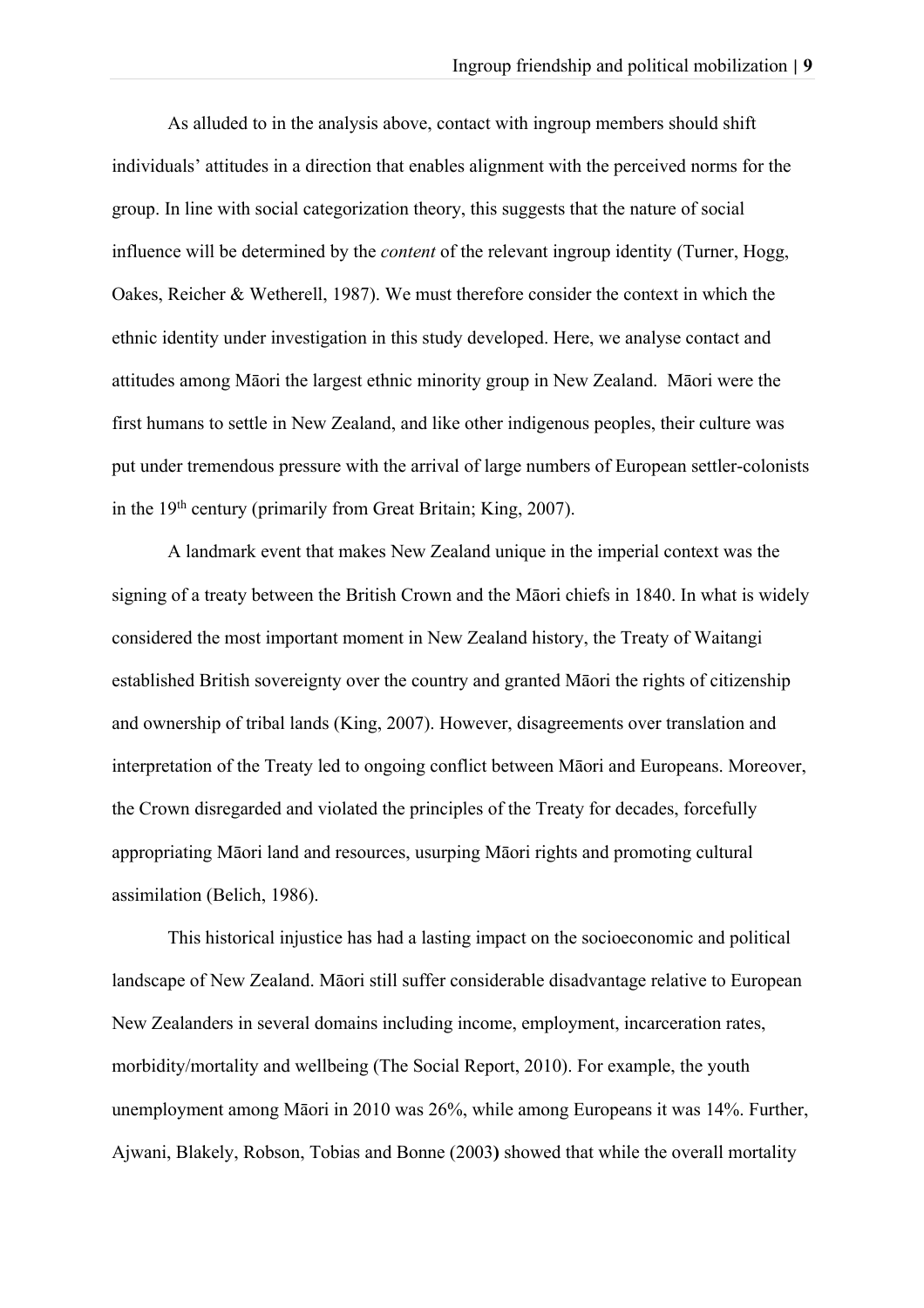As alluded to in the analysis above, contact with ingroup members should shift individuals' attitudes in a direction that enables alignment with the perceived norms for the group. In line with social categorization theory, this suggests that the nature of social influence will be determined by the *content* of the relevant ingroup identity (Turner, Hogg, Oakes, Reicher & Wetherell, 1987). We must therefore consider the context in which the ethnic identity under investigation in this study developed. Here, we analyse contact and attitudes among Māori the largest ethnic minority group in New Zealand. Māori were the first humans to settle in New Zealand, and like other indigenous peoples, their culture was put under tremendous pressure with the arrival of large numbers of European settler-colonists in the 19th century (primarily from Great Britain; King, 2007).

A landmark event that makes New Zealand unique in the imperial context was the signing of a treaty between the British Crown and the Māori chiefs in 1840. In what is widely considered the most important moment in New Zealand history, the Treaty of Waitangi established British sovereignty over the country and granted Māori the rights of citizenship and ownership of tribal lands (King, 2007). However, disagreements over translation and interpretation of the Treaty led to ongoing conflict between Māori and Europeans. Moreover, the Crown disregarded and violated the principles of the Treaty for decades, forcefully appropriating Māori land and resources, usurping Māori rights and promoting cultural assimilation (Belich, 1986).

This historical injustice has had a lasting impact on the socioeconomic and political landscape of New Zealand. Māori still suffer considerable disadvantage relative to European New Zealanders in several domains including income, employment, incarceration rates, morbidity/mortality and wellbeing (The Social Report, 2010). For example, the youth unemployment among Māori in 2010 was 26%, while among Europeans it was 14%. Further, Ajwani, Blakely, Robson, Tobias and Bonne (2003) showed that while the overall mortality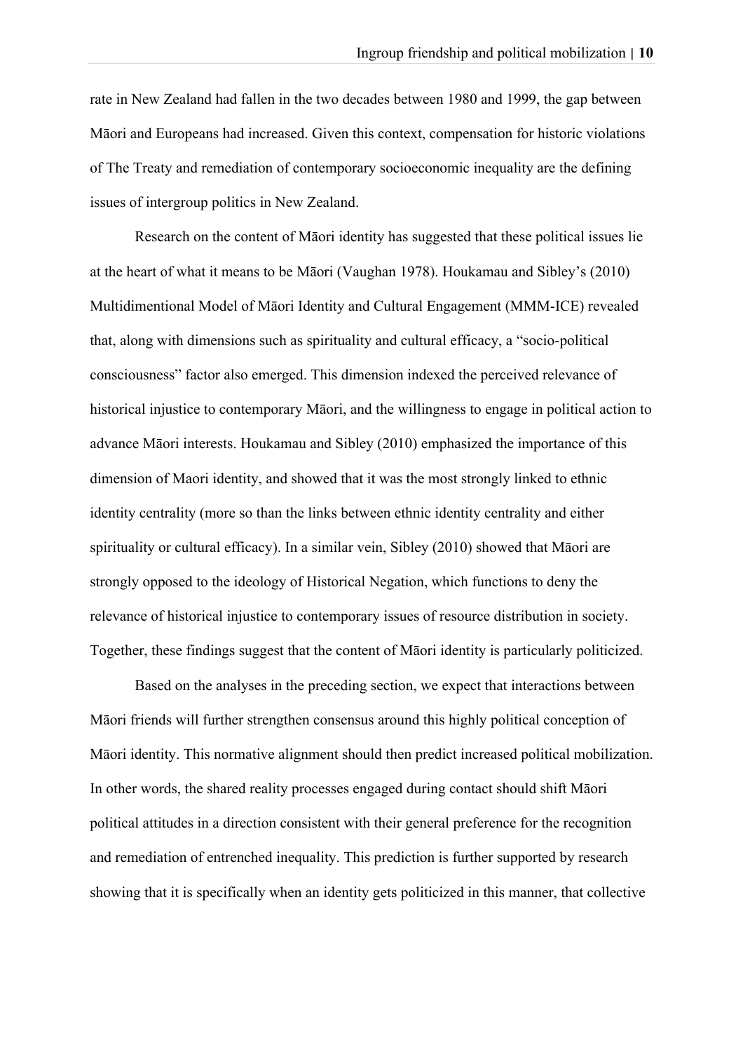rate in New Zealand had fallen in the two decades between 1980 and 1999, the gap between Māori and Europeans had increased. Given this context, compensation for historic violations of The Treaty and remediation of contemporary socioeconomic inequality are the defining issues of intergroup politics in New Zealand.

Research on the content of Māori identity has suggested that these political issues lie at the heart of what it means to be Māori (Vaughan 1978). Houkamau and Sibley's (2010) Multidimentional Model of Māori Identity and Cultural Engagement (MMM-ICE) revealed that, along with dimensions such as spirituality and cultural efficacy, a "socio-political consciousness" factor also emerged. This dimension indexed the perceived relevance of historical injustice to contemporary Māori, and the willingness to engage in political action to advance Māori interests. Houkamau and Sibley (2010) emphasized the importance of this dimension of Maori identity, and showed that it was the most strongly linked to ethnic identity centrality (more so than the links between ethnic identity centrality and either spirituality or cultural efficacy). In a similar vein, Sibley (2010) showed that Māori are strongly opposed to the ideology of Historical Negation, which functions to deny the relevance of historical injustice to contemporary issues of resource distribution in society. Together, these findings suggest that the content of Māori identity is particularly politicized.

Based on the analyses in the preceding section, we expect that interactions between Māori friends will further strengthen consensus around this highly political conception of Māori identity. This normative alignment should then predict increased political mobilization. In other words, the shared reality processes engaged during contact should shift Māori political attitudes in a direction consistent with their general preference for the recognition and remediation of entrenched inequality. This prediction is further supported by research showing that it is specifically when an identity gets politicized in this manner, that collective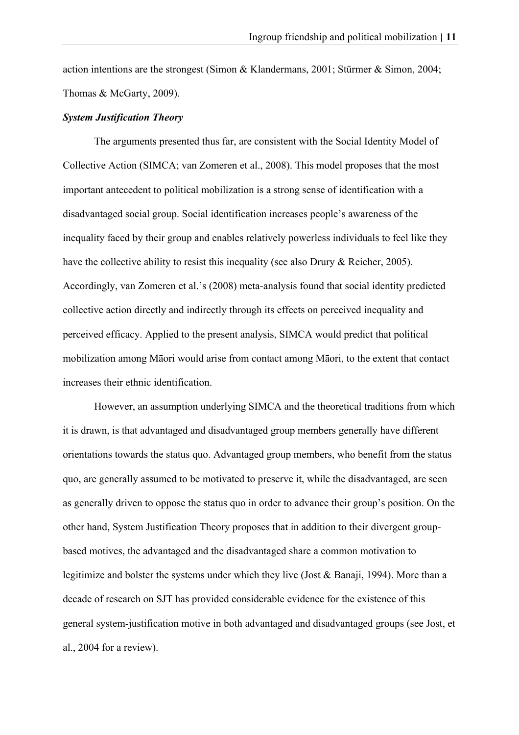action intentions are the strongest (Simon & Klandermans, 2001; Stürmer & Simon, 2004; Thomas & McGarty, 2009).

***System Justification Theory***

The arguments presented thus far, are consistent with the Social Identity Model of Collective Action (SIMCA; van Zomeren et al., 2008). This model proposes that the most important antecedent to political mobilization is a strong sense of identification with a disadvantaged social group. Social identification increases people's awareness of the inequality faced by their group and enables relatively powerless individuals to feel like they have the collective ability to resist this inequality (see also Drury & Reicher, 2005). Accordingly, van Zomeren et al.'s (2008) meta-analysis found that social identity predicted collective action directly and indirectly through its effects on perceived inequality and perceived efficacy. Applied to the present analysis, SIMCA would predict that political mobilization among Māori would arise from contact among Māori, to the extent that contact increases their ethnic identification.

However, an assumption underlying SIMCA and the theoretical traditions from which it is drawn, is that advantaged and disadvantaged group members generally have different orientations towards the status quo. Advantaged group members, who benefit from the status quo, are generally assumed to be motivated to preserve it, while the disadvantaged, are seen as generally driven to oppose the status quo in order to advance their group's position. On the other hand, System Justification Theory proposes that in addition to their divergent group-based motives, the advantaged and the disadvantaged share a common motivation to legitimize and bolster the systems under which they live (Jost & Banaji, 1994). More than a decade of research on SJT has provided considerable evidence for the existence of this general system-justification motive in both advantaged and disadvantaged groups (see Jost, et al., 2004 for a review).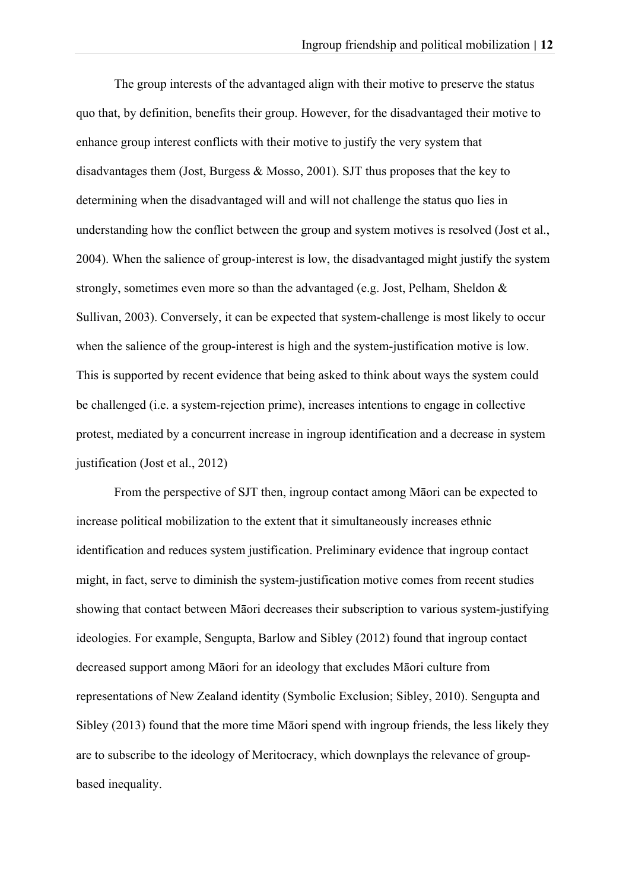The group interests of the advantaged align with their motive to preserve the status quo that, by definition, benefits their group. However, for the disadvantaged their motive to enhance group interest conflicts with their motive to justify the very system that disadvantages them (Jost, Burgess & Mosso, 2001). SJT thus proposes that the key to determining when the disadvantaged will and will not challenge the status quo lies in understanding how the conflict between the group and system motives is resolved (Jost et al., 2004). When the salience of group-interest is low, the disadvantaged might justify the system strongly, sometimes even more so than the advantaged (e.g. Jost, Pelham, Sheldon & Sullivan, 2003). Conversely, it can be expected that system-challenge is most likely to occur when the salience of the group-interest is high and the system-justification motive is low. This is supported by recent evidence that being asked to think about ways the system could be challenged (i.e. a system-rejection prime), increases intentions to engage in collective protest, mediated by a concurrent increase in ingroup identification and a decrease in system justification (Jost et al., 2012)

From the perspective of SJT then, ingroup contact among Māori can be expected to increase political mobilization to the extent that it simultaneously increases ethnic identification and reduces system justification. Preliminary evidence that ingroup contact might, in fact, serve to diminish the system-justification motive comes from recent studies showing that contact between Māori decreases their subscription to various system-justifying ideologies. For example, Sengupta, Barlow and Sibley (2012) found that ingroup contact decreased support among Māori for an ideology that excludes Māori culture from representations of New Zealand identity (Symbolic Exclusion; Sibley, 2010). Sengupta and Sibley (2013) found that the more time Māori spend with ingroup friends, the less likely they are to subscribe to the ideology of Meritocracy, which downplays the relevance of group-based inequality.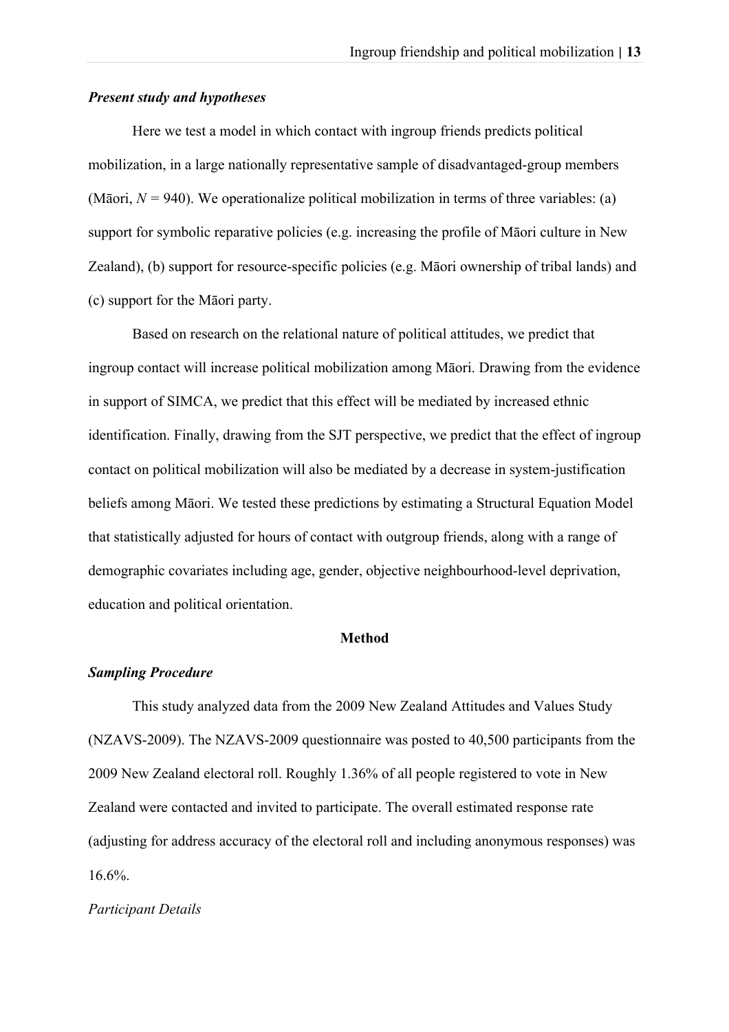### *Present study and hypotheses*

Here we test a model in which contact with ingroup friends predicts political mobilization, in a large nationally representative sample of disadvantaged-group members (Māori, $N$ = 940). We operationalize political mobilization in terms of three variables: (a) support for symbolic reparative policies (e.g. increasing the profile of Māori culture in New Zealand), (b) support for resource-specific policies (e.g. Māori ownership of tribal lands) and (c) support for the Māori party.

Based on research on the relational nature of political attitudes, we predict that ingroup contact will increase political mobilization among Māori. Drawing from the evidence in support of SIMCA, we predict that this effect will be mediated by increased ethnic identification. Finally, drawing from the SJT perspective, we predict that the effect of ingroup contact on political mobilization will also be mediated by a decrease in system-justification beliefs among Māori. We tested these predictions by estimating a Structural Equation Model that statistically adjusted for hours of contact with outgroup friends, along with a range of demographic covariates including age, gender, objective neighbourhood-level deprivation, education and political orientation.

## Method

### *Sampling Procedure*

This study analyzed data from the 2009 New Zealand Attitudes and Values Study (NZAVS-2009). The NZAVS-2009 questionnaire was posted to 40,500 participants from the 2009 New Zealand electoral roll. Roughly 1.36% of all people registered to vote in New Zealand were contacted and invited to participate. The overall estimated response rate (adjusting for address accuracy of the electoral roll and including anonymous responses) was 16.6%.

*Participant Details*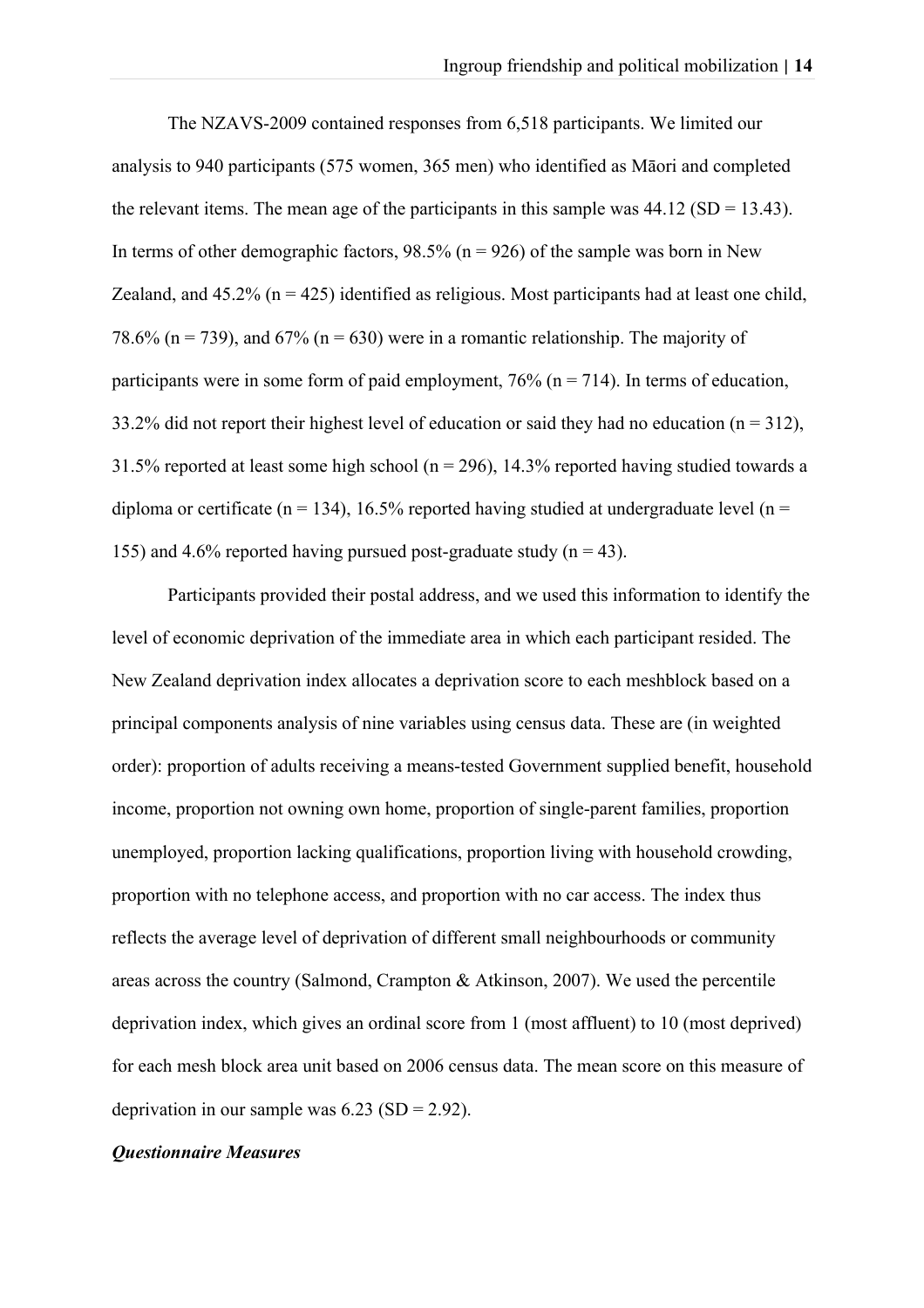The NZAVS-2009 contained responses from 6,518 participants. We limited our analysis to 940 participants (575 women, 365 men) who identified as Māori and completed the relevant items. The mean age of the participants in this sample was 44.12 (SD = 13.43). In terms of other demographic factors, 98.5% (n = 926) of the sample was born in New Zealand, and 45.2% (n = 425) identified as religious. Most participants had at least one child, 78.6% (n = 739), and 67% (n = 630) were in a romantic relationship. The majority of participants were in some form of paid employment, 76% (n = 714). In terms of education, 33.2% did not report their highest level of education or said they had no education (n = 312), 31.5% reported at least some high school (n = 296), 14.3% reported having studied towards a diploma or certificate (n = 134), 16.5% reported having studied at undergraduate level (n = 155) and 4.6% reported having pursued post-graduate study (n = 43).

Participants provided their postal address, and we used this information to identify the level of economic deprivation of the immediate area in which each participant resided. The New Zealand deprivation index allocates a deprivation score to each meshblock based on a principal components analysis of nine variables using census data. These are (in weighted order): proportion of adults receiving a means-tested Government supplied benefit, household income, proportion not owning own home, proportion of single-parent families, proportion unemployed, proportion lacking qualifications, proportion living with household crowding, proportion with no telephone access, and proportion with no car access. The index thus reflects the average level of deprivation of different small neighbourhoods or community areas across the country (Salmond, Crampton & Atkinson, 2007). We used the percentile deprivation index, which gives an ordinal score from 1 (most affluent) to 10 (most deprived) for each mesh block area unit based on 2006 census data. The mean score on this measure of deprivation in our sample was 6.23 (SD = 2.92).

***Questionnaire Measures***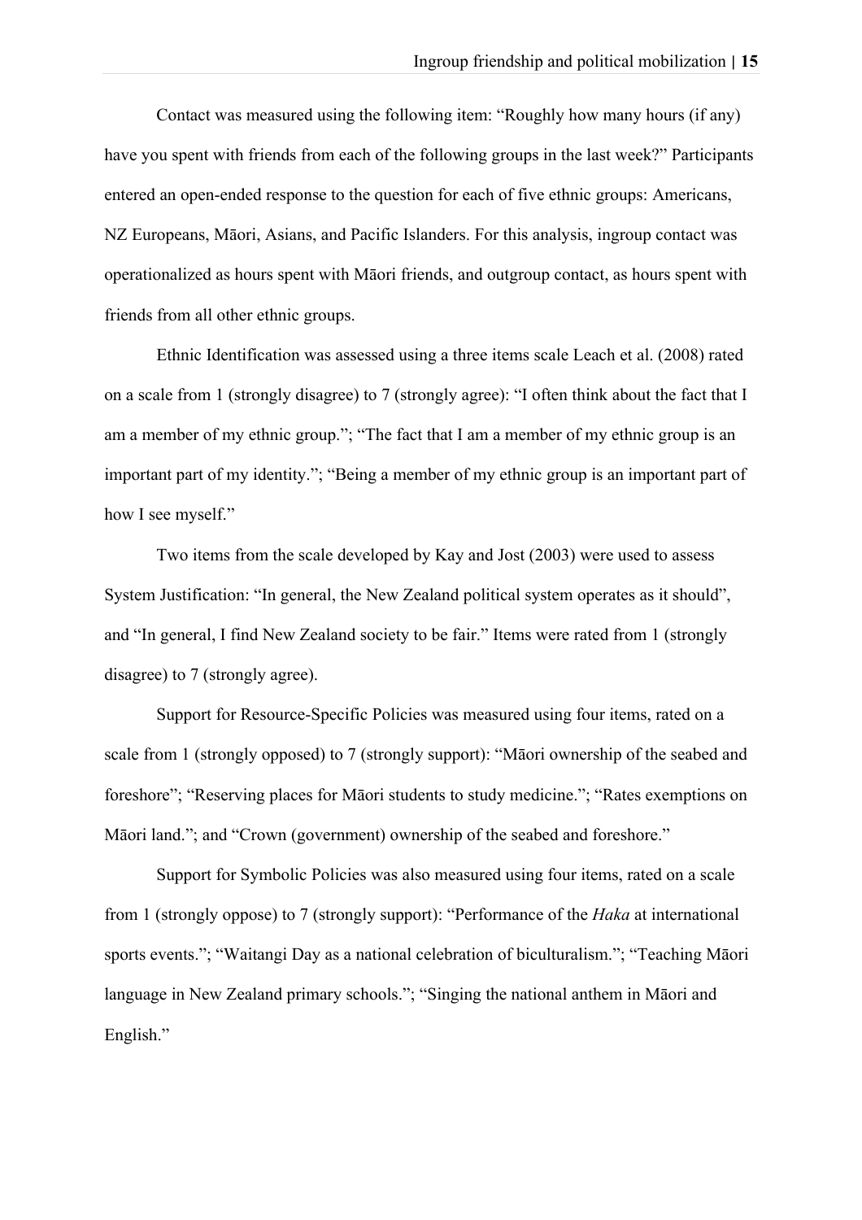Contact was measured using the following item: "Roughly how many hours (if any) have you spent with friends from each of the following groups in the last week?" Participants entered an open-ended response to the question for each of five ethnic groups: Americans, NZ Europeans, Māori, Asians, and Pacific Islanders. For this analysis, ingroup contact was operationalized as hours spent with Māori friends, and outgroup contact, as hours spent with friends from all other ethnic groups.

Ethnic Identification was assessed using a three items scale Leach et al. (2008) rated on a scale from 1 (strongly disagree) to 7 (strongly agree): "I often think about the fact that I am a member of my ethnic group."; "The fact that I am a member of my ethnic group is an important part of my identity."; "Being a member of my ethnic group is an important part of how I see myself."

Two items from the scale developed by Kay and Jost (2003) were used to assess System Justification: "In general, the New Zealand political system operates as it should", and "In general, I find New Zealand society to be fair." Items were rated from 1 (strongly disagree) to 7 (strongly agree).

Support for Resource-Specific Policies was measured using four items, rated on a scale from 1 (strongly opposed) to 7 (strongly support): "Māori ownership of the seabed and foreshore"; "Reserving places for Māori students to study medicine."; "Rates exemptions on Māori land."; and "Crown (government) ownership of the seabed and foreshore."

Support for Symbolic Policies was also measured using four items, rated on a scale from 1 (strongly oppose) to 7 (strongly support): "Performance of the *Haka* at international sports events."; "Waitangi Day as a national celebration of biculturalism."; "Teaching Māori language in New Zealand primary schools."; "Singing the national anthem in Māori and English."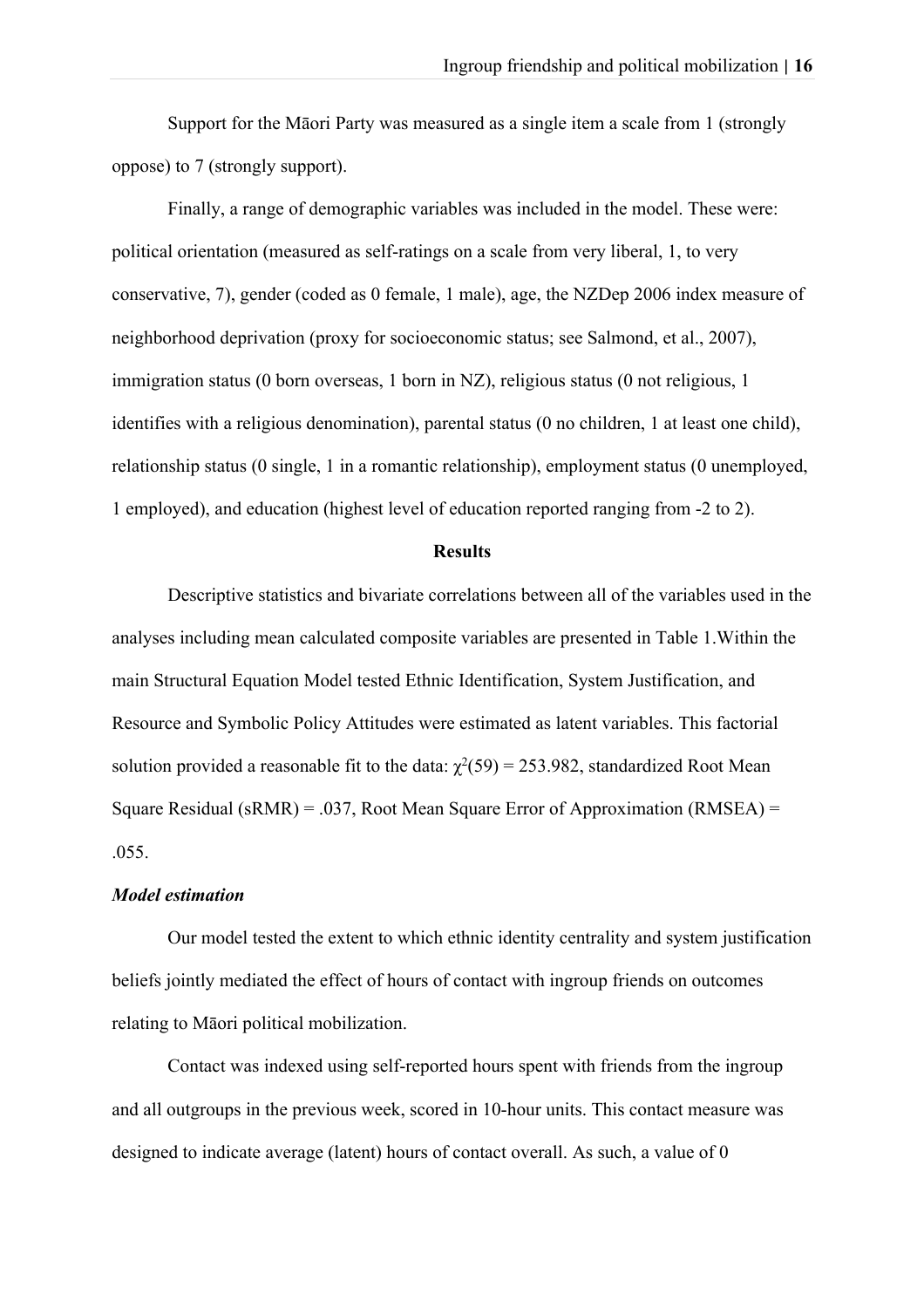Support for the Māori Party was measured as a single item a scale from 1 (strongly oppose) to 7 (strongly support).

Finally, a range of demographic variables was included in the model. These were: political orientation (measured as self-ratings on a scale from very liberal, 1, to very conservative, 7), gender (coded as 0 female, 1 male), age, the NZDep 2006 index measure of neighborhood deprivation (proxy for socioeconomic status; see Salmond, et al., 2007), immigration status (0 born overseas, 1 born in NZ), religious status (0 not religious, 1 identifies with a religious denomination), parental status (0 no children, 1 at least one child), relationship status (0 single, 1 in a romantic relationship), employment status (0 unemployed, 1 employed), and education (highest level of education reported ranging from -2 to 2).

## Results

Descriptive statistics and bivariate correlations between all of the variables used in the analyses including mean calculated composite variables are presented in Table 1.Within the main Structural Equation Model tested Ethnic Identification, System Justification, and Resource and Symbolic Policy Attitudes were estimated as latent variables. This factorial solution provided a reasonable fit to the data: $\chi^2(59) = 253.982$, standardized Root Mean Square Residual (sRMR) = .037, Root Mean Square Error of Approximation (RMSEA) = .055.

### *Model estimation*

Our model tested the extent to which ethnic identity centrality and system justification beliefs jointly mediated the effect of hours of contact with ingroup friends on outcomes relating to Māori political mobilization.

Contact was indexed using self-reported hours spent with friends from the ingroup and all outgroups in the previous week, scored in 10-hour units. This contact measure was designed to indicate average (latent) hours of contact overall. As such, a value of 0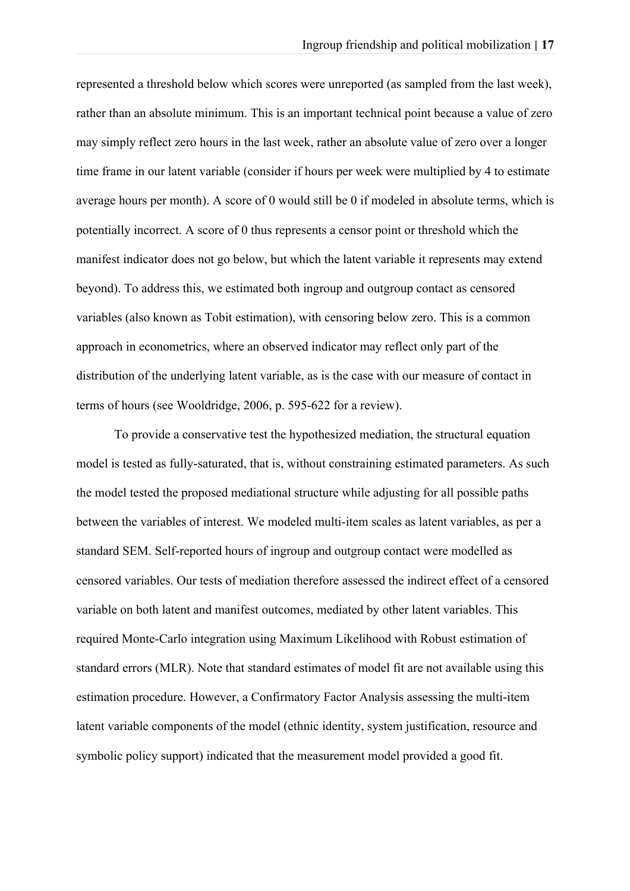represented a threshold below which scores were unreported (as sampled from the last week), rather than an absolute minimum. This is an important technical point because a value of zero may simply reflect zero hours in the last week, rather an absolute value of zero over a longer time frame in our latent variable (consider if hours per week were multiplied by 4 to estimate average hours per month). A score of 0 would still be 0 if modeled in absolute terms, which is potentially incorrect. A score of 0 thus represents a censor point or threshold which the manifest indicator does not go below, but which the latent variable it represents may extend beyond). To address this, we estimated both ingroup and outgroup contact as censored variables (also known as Tobit estimation), with censoring below zero. This is a common approach in econometrics, where an observed indicator may reflect only part of the distribution of the underlying latent variable, as is the case with our measure of contact in terms of hours (see Wooldridge, 2006, p. 595-622 for a review).

To provide a conservative test the hypothesized mediation, the structural equation model is tested as fully-saturated, that is, without constraining estimated parameters. As such the model tested the proposed mediational structure while adjusting for all possible paths between the variables of interest. We modeled multi-item scales as latent variables, as per a standard SEM. Self-reported hours of ingroup and outgroup contact were modelled as censored variables. Our tests of mediation therefore assessed the indirect effect of a censored variable on both latent and manifest outcomes, mediated by other latent variables. This required Monte-Carlo integration using Maximum Likelihood with Robust estimation of standard errors (MLR). Note that standard estimates of model fit are not available using this estimation procedure. However, a Confirmatory Factor Analysis assessing the multi-item latent variable components of the model (ethnic identity, system justification, resource and symbolic policy support) indicated that the measurement model provided a good fit.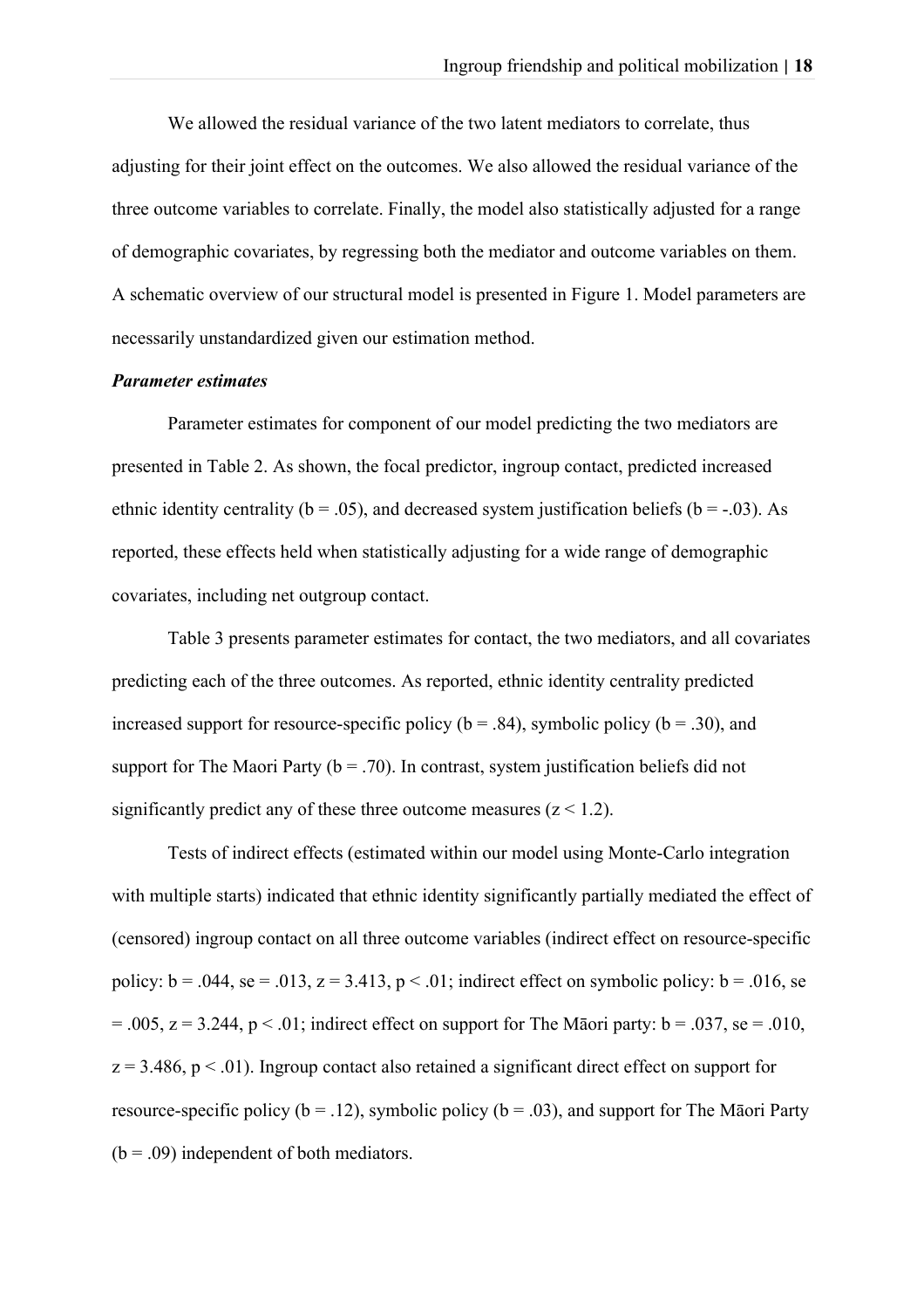We allowed the residual variance of the two latent mediators to correlate, thus adjusting for their joint effect on the outcomes. We also allowed the residual variance of the three outcome variables to correlate. Finally, the model also statistically adjusted for a range of demographic covariates, by regressing both the mediator and outcome variables on them. A schematic overview of our structural model is presented in Figure 1. Model parameters are necessarily unstandardized given our estimation method.

***Parameter estimates***

Parameter estimates for component of our model predicting the two mediators are presented in Table 2. As shown, the focal predictor, ingroup contact, predicted increased ethnic identity centrality ($b = .05$), and decreased system justification beliefs ($b = -.03$). As reported, these effects held when statistically adjusting for a wide range of demographic covariates, including net outgroup contact.

Table 3 presents parameter estimates for contact, the two mediators, and all covariates predicting each of the three outcomes. As reported, ethnic identity centrality predicted increased support for resource-specific policy ($b = .84$), symbolic policy ($b = .30$), and support for The Maori Party ($b = .70$). In contrast, system justification beliefs did not significantly predict any of these three outcome measures ($z < 1.2$).

Tests of indirect effects (estimated within our model using Monte-Carlo integration with multiple starts) indicated that ethnic identity significantly partially mediated the effect of (censored) ingroup contact on all three outcome variables (indirect effect on resource-specific policy: $b = .044$, $se = .013$, $z = 3.413$, $p < .01$; indirect effect on symbolic policy: $b = .016$, $se = .005$, $z = 3.244$, $p < .01$; indirect effect on support for The Māori party: $b = .037$, $se = .010$, $z = 3.486$, $p < .01$). Ingroup contact also retained a significant direct effect on support for resource-specific policy ($b = .12$), symbolic policy ($b = .03$), and support for The Māori Party ($b = .09$) independent of both mediators.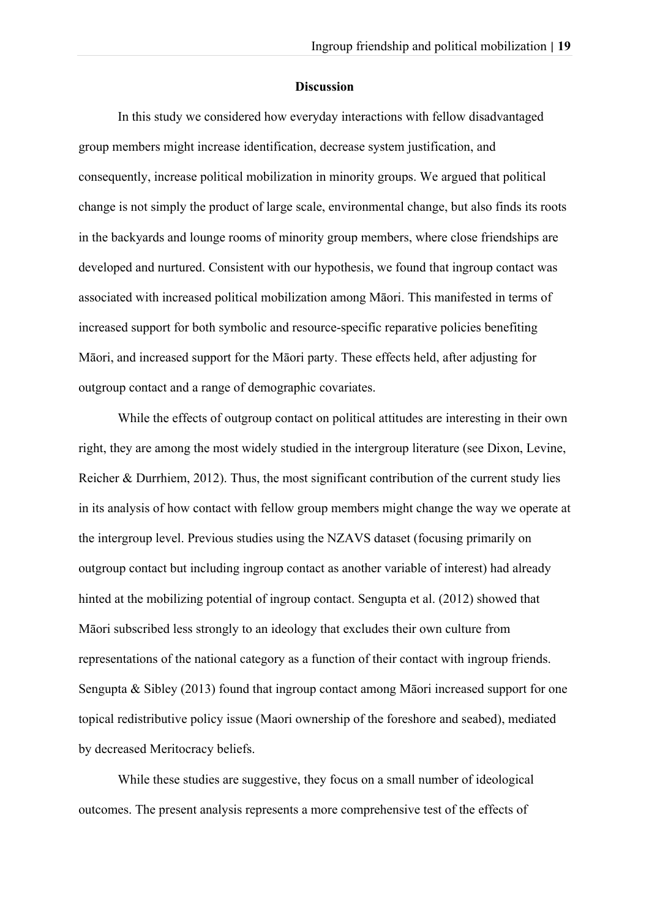## Discussion

In this study we considered how everyday interactions with fellow disadvantaged group members might increase identification, decrease system justification, and consequently, increase political mobilization in minority groups. We argued that political change is not simply the product of large scale, environmental change, but also finds its roots in the backyards and lounge rooms of minority group members, where close friendships are developed and nurtured. Consistent with our hypothesis, we found that ingroup contact was associated with increased political mobilization among Māori. This manifested in terms of increased support for both symbolic and resource-specific reparative policies benefiting Māori, and increased support for the Māori party. These effects held, after adjusting for outgroup contact and a range of demographic covariates.

While the effects of outgroup contact on political attitudes are interesting in their own right, they are among the most widely studied in the intergroup literature (see Dixon, Levine, Reicher & Durrhiem, 2012). Thus, the most significant contribution of the current study lies in its analysis of how contact with fellow group members might change the way we operate at the intergroup level. Previous studies using the NZAVS dataset (focusing primarily on outgroup contact but including ingroup contact as another variable of interest) had already hinted at the mobilizing potential of ingroup contact. Sengupta et al. (2012) showed that Māori subscribed less strongly to an ideology that excludes their own culture from representations of the national category as a function of their contact with ingroup friends. Sengupta & Sibley (2013) found that ingroup contact among Māori increased support for one topical redistributive policy issue (Maori ownership of the foreshore and seabed), mediated by decreased Meritocracy beliefs.

While these studies are suggestive, they focus on a small number of ideological outcomes. The present analysis represents a more comprehensive test of the effects of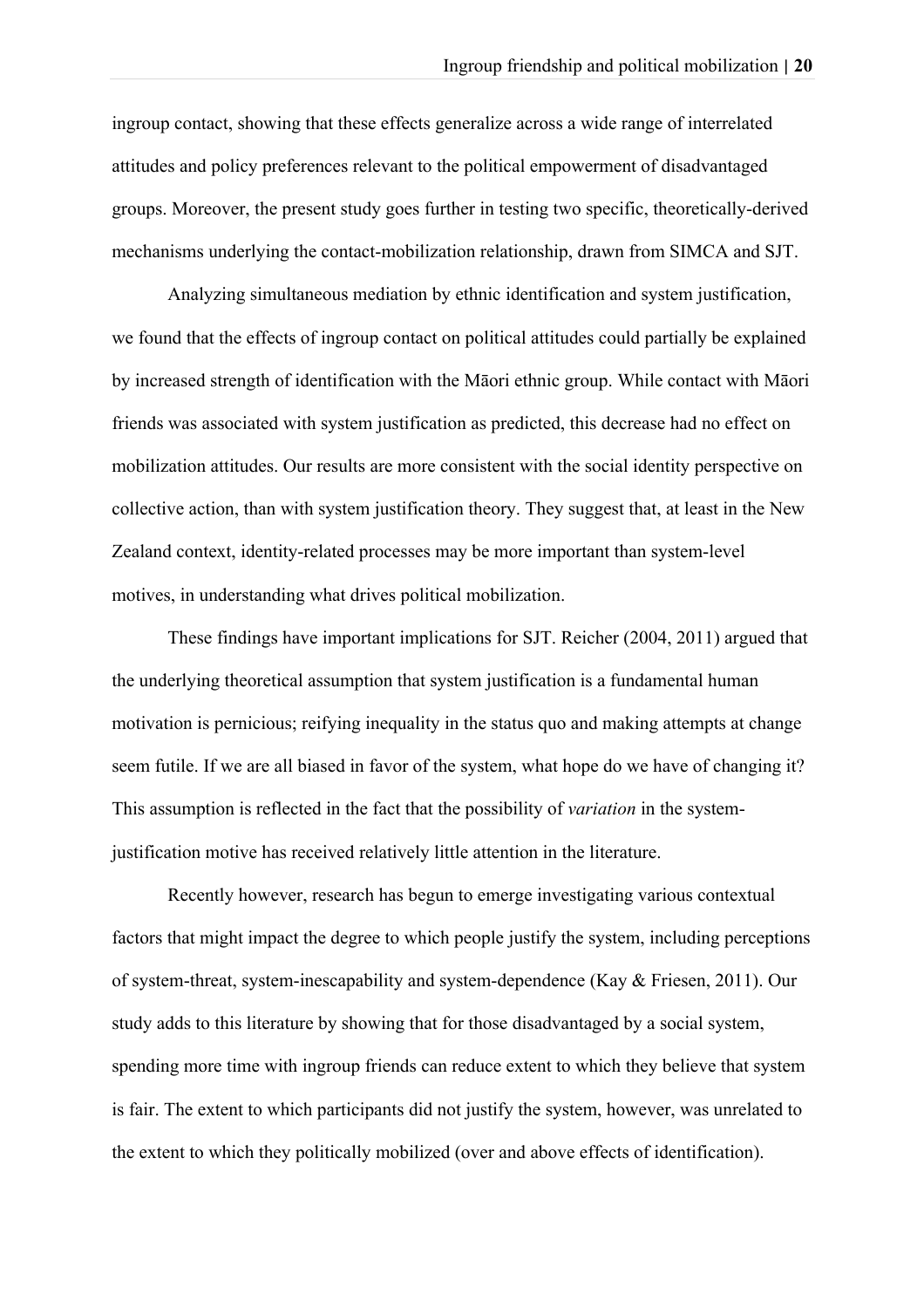ingroup contact, showing that these effects generalize across a wide range of interrelated attitudes and policy preferences relevant to the political empowerment of disadvantaged groups. Moreover, the present study goes further in testing two specific, theoretically-derived mechanisms underlying the contact-mobilization relationship, drawn from SIMCA and SJT.

Analyzing simultaneous mediation by ethnic identification and system justification, we found that the effects of ingroup contact on political attitudes could partially be explained by increased strength of identification with the Māori ethnic group. While contact with Māori friends was associated with system justification as predicted, this decrease had no effect on mobilization attitudes. Our results are more consistent with the social identity perspective on collective action, than with system justification theory. They suggest that, at least in the New Zealand context, identity-related processes may be more important than system-level motives, in understanding what drives political mobilization.

These findings have important implications for SJT. Reicher (2004, 2011) argued that the underlying theoretical assumption that system justification is a fundamental human motivation is pernicious; reifying inequality in the status quo and making attempts at change seem futile. If we are all biased in favor of the system, what hope do we have of changing it? This assumption is reflected in the fact that the possibility of *variation* in the system-justification motive has received relatively little attention in the literature.

Recently however, research has begun to emerge investigating various contextual factors that might impact the degree to which people justify the system, including perceptions of system-threat, system-inescapability and system-dependence (Kay & Friesen, 2011). Our study adds to this literature by showing that for those disadvantaged by a social system, spending more time with ingroup friends can reduce extent to which they believe that system is fair. The extent to which participants did not justify the system, however, was unrelated to the extent to which they politically mobilized (over and above effects of identification).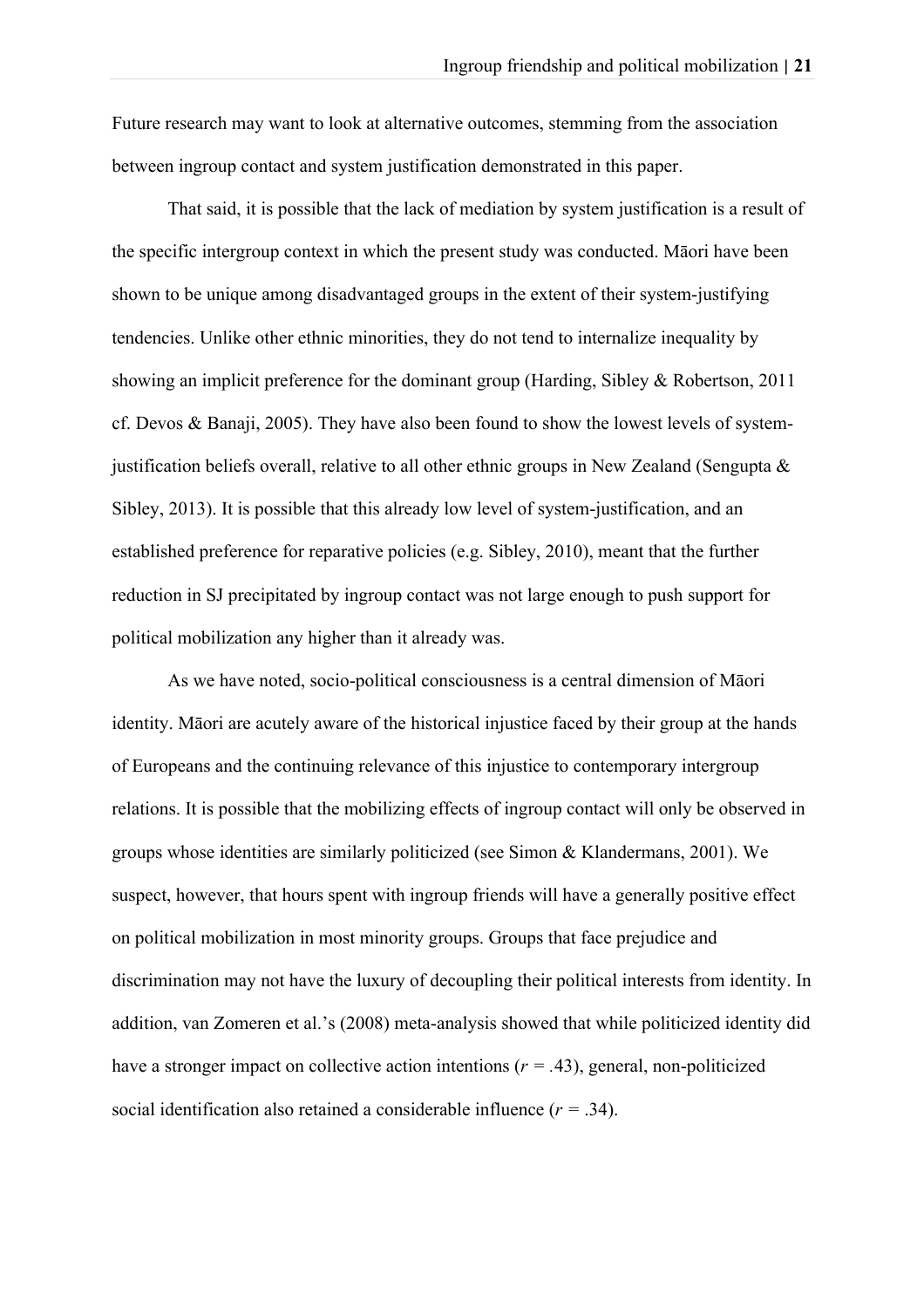Future research may want to look at alternative outcomes, stemming from the association between ingroup contact and system justification demonstrated in this paper.

That said, it is possible that the lack of mediation by system justification is a result of the specific intergroup context in which the present study was conducted. Māori have been shown to be unique among disadvantaged groups in the extent of their system-justifying tendencies. Unlike other ethnic minorities, they do not tend to internalize inequality by showing an implicit preference for the dominant group (Harding, Sibley & Robertson, 2011 cf. Devos & Banaji, 2005). They have also been found to show the lowest levels of system-justification beliefs overall, relative to all other ethnic groups in New Zealand (Sengupta & Sibley, 2013). It is possible that this already low level of system-justification, and an established preference for reparative policies (e.g. Sibley, 2010), meant that the further reduction in SJ precipitated by ingroup contact was not large enough to push support for political mobilization any higher than it already was.

As we have noted, socio-political consciousness is a central dimension of Māori identity. Māori are acutely aware of the historical injustice faced by their group at the hands of Europeans and the continuing relevance of this injustice to contemporary intergroup relations. It is possible that the mobilizing effects of ingroup contact will only be observed in groups whose identities are similarly politicized (see Simon & Klandermans, 2001). We suspect, however, that hours spent with ingroup friends will have a generally positive effect on political mobilization in most minority groups. Groups that face prejudice and discrimination may not have the luxury of decoupling their political interests from identity. In addition, van Zomeren et al.'s (2008) meta-analysis showed that while politicized identity did have a stronger impact on collective action intentions ($r = .43$), general, non-politicized social identification also retained a considerable influence ($r = .34$).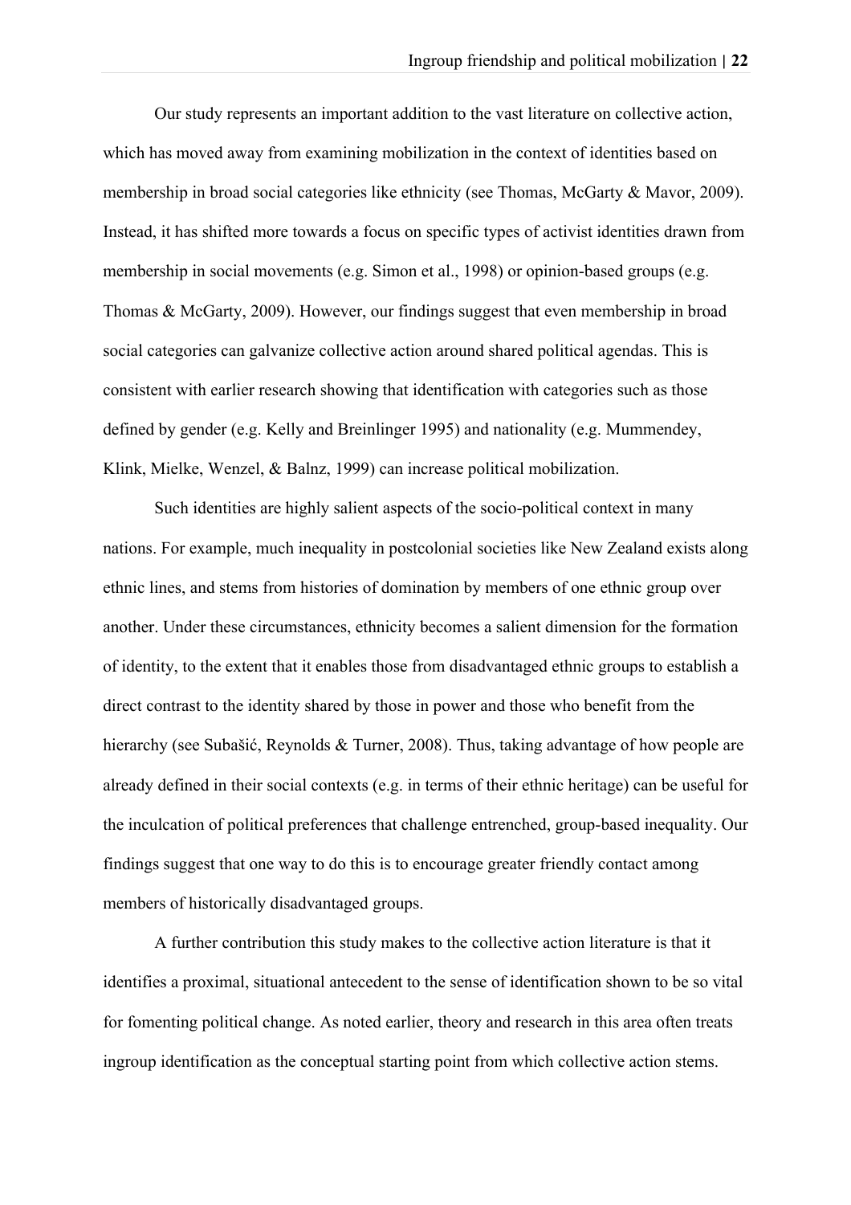Our study represents an important addition to the vast literature on collective action, which has moved away from examining mobilization in the context of identities based on membership in broad social categories like ethnicity (see Thomas, McGarty & Mavor, 2009). Instead, it has shifted more towards a focus on specific types of activist identities drawn from membership in social movements (e.g. Simon et al., 1998) or opinion-based groups (e.g. Thomas & McGarty, 2009). However, our findings suggest that even membership in broad social categories can galvanize collective action around shared political agendas. This is consistent with earlier research showing that identification with categories such as those defined by gender (e.g. Kelly and Breinlinger 1995) and nationality (e.g. Mummendey, Klink, Mielke, Wenzel, & Balnz, 1999) can increase political mobilization.

Such identities are highly salient aspects of the socio-political context in many nations. For example, much inequality in postcolonial societies like New Zealand exists along ethnic lines, and stems from histories of domination by members of one ethnic group over another. Under these circumstances, ethnicity becomes a salient dimension for the formation of identity, to the extent that it enables those from disadvantaged ethnic groups to establish a direct contrast to the identity shared by those in power and those who benefit from the hierarchy (see Subašić, Reynolds & Turner, 2008). Thus, taking advantage of how people are already defined in their social contexts (e.g. in terms of their ethnic heritage) can be useful for the inculcation of political preferences that challenge entrenched, group-based inequality. Our findings suggest that one way to do this is to encourage greater friendly contact among members of historically disadvantaged groups.

A further contribution this study makes to the collective action literature is that it identifies a proximal, situational antecedent to the sense of identification shown to be so vital for fomenting political change. As noted earlier, theory and research in this area often treats ingroup identification as the conceptual starting point from which collective action stems.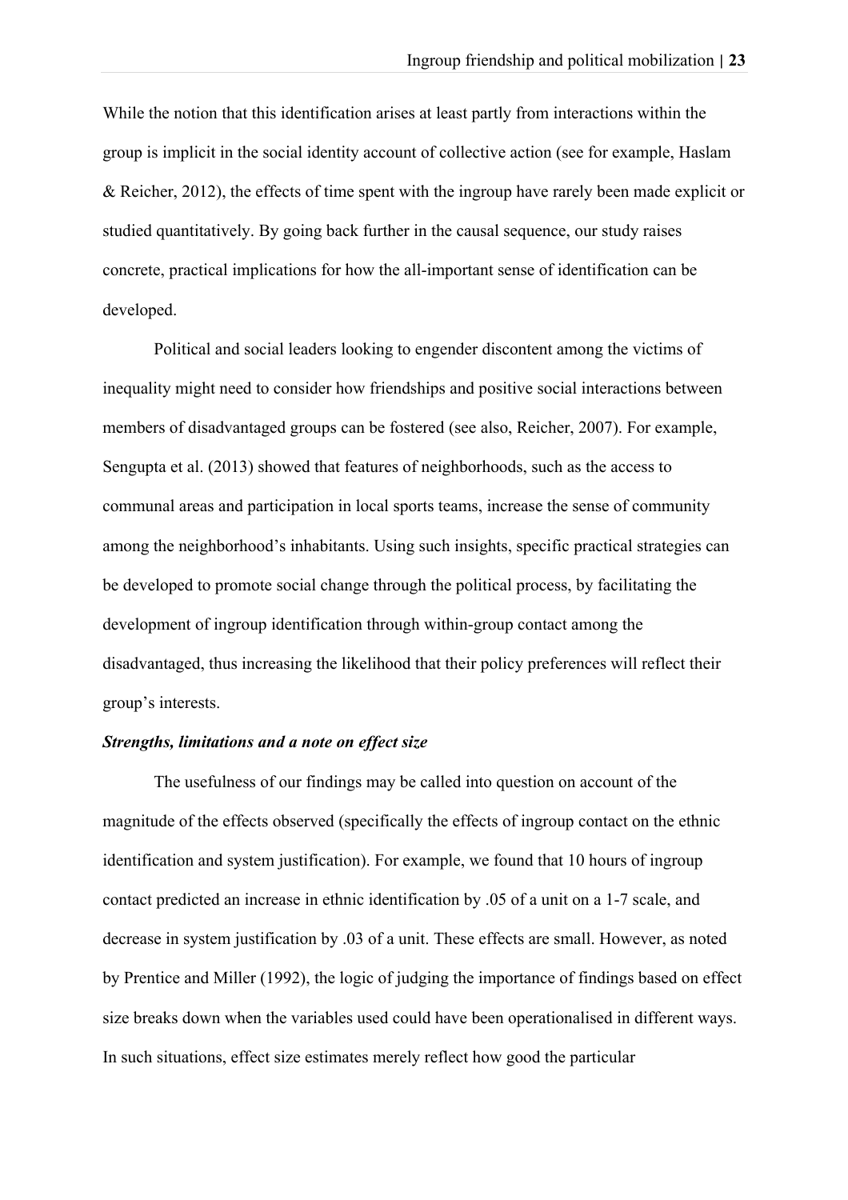While the notion that this identification arises at least partly from interactions within the group is implicit in the social identity account of collective action (see for example, Haslam & Reicher, 2012), the effects of time spent with the ingroup have rarely been made explicit or studied quantitatively. By going back further in the causal sequence, our study raises concrete, practical implications for how the all-important sense of identification can be developed.

Political and social leaders looking to engender discontent among the victims of inequality might need to consider how friendships and positive social interactions between members of disadvantaged groups can be fostered (see also, Reicher, 2007). For example, Sengupta et al. (2013) showed that features of neighborhoods, such as the access to communal areas and participation in local sports teams, increase the sense of community among the neighborhood's inhabitants. Using such insights, specific practical strategies can be developed to promote social change through the political process, by facilitating the development of ingroup identification through within-group contact among the disadvantaged, thus increasing the likelihood that their policy preferences will reflect their group's interests.

### *Strengths, limitations and a note on effect size*

The usefulness of our findings may be called into question on account of the magnitude of the effects observed (specifically the effects of ingroup contact on the ethnic identification and system justification). For example, we found that 10 hours of ingroup contact predicted an increase in ethnic identification by .05 of a unit on a 1-7 scale, and decrease in system justification by .03 of a unit. These effects are small. However, as noted by Prentice and Miller (1992), the logic of judging the importance of findings based on effect size breaks down when the variables used could have been operationalised in different ways. In such situations, effect size estimates merely reflect how good the particular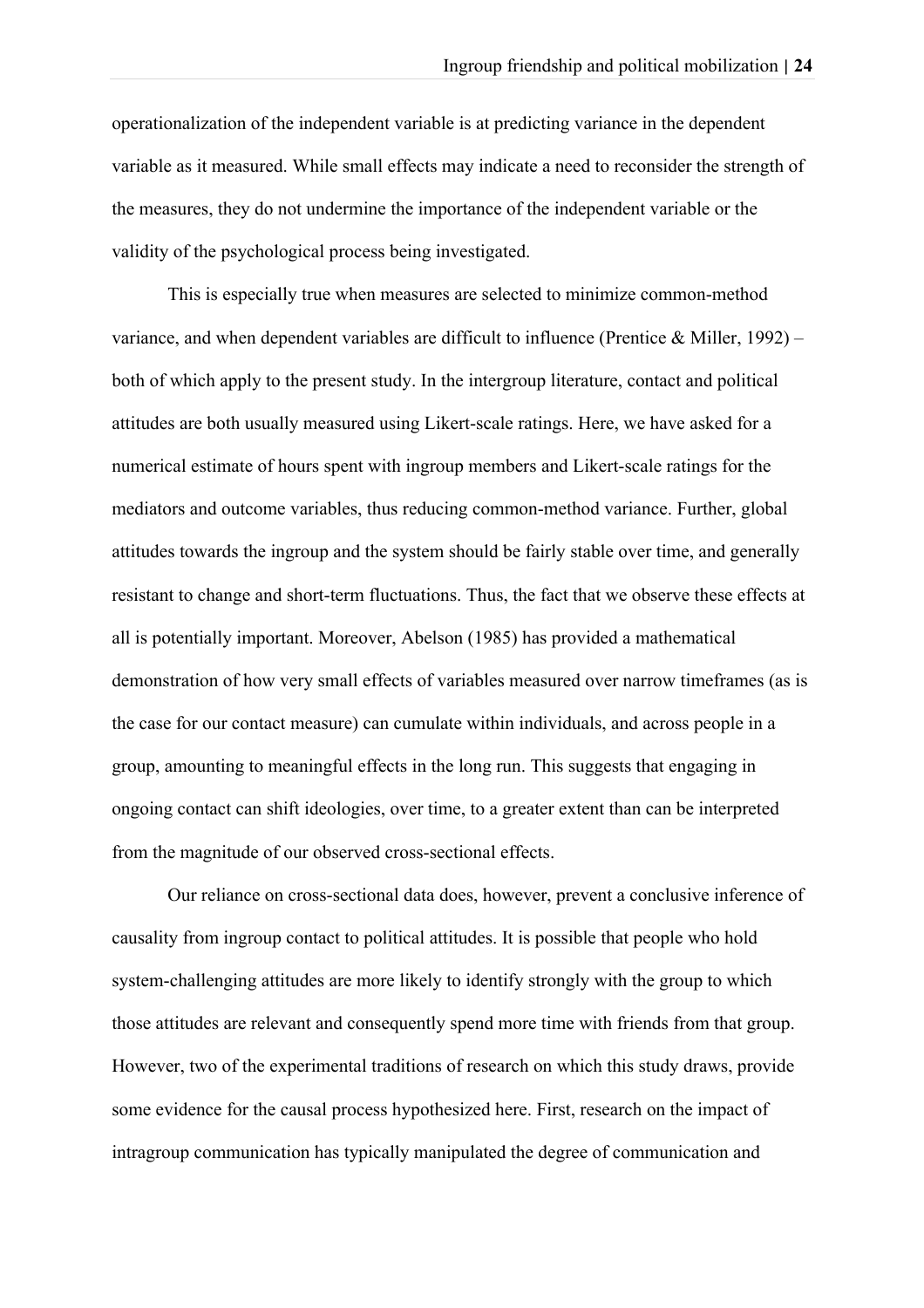operationalization of the independent variable is at predicting variance in the dependent variable as it measured. While small effects may indicate a need to reconsider the strength of the measures, they do not undermine the importance of the independent variable or the validity of the psychological process being investigated.

This is especially true when measures are selected to minimize common-method variance, and when dependent variables are difficult to influence (Prentice & Miller, 1992) – both of which apply to the present study. In the intergroup literature, contact and political attitudes are both usually measured using Likert-scale ratings. Here, we have asked for a numerical estimate of hours spent with ingroup members and Likert-scale ratings for the mediators and outcome variables, thus reducing common-method variance. Further, global attitudes towards the ingroup and the system should be fairly stable over time, and generally resistant to change and short-term fluctuations. Thus, the fact that we observe these effects at all is potentially important. Moreover, Abelson (1985) has provided a mathematical demonstration of how very small effects of variables measured over narrow timeframes (as is the case for our contact measure) can cumulate within individuals, and across people in a group, amounting to meaningful effects in the long run. This suggests that engaging in ongoing contact can shift ideologies, over time, to a greater extent than can be interpreted from the magnitude of our observed cross-sectional effects.

Our reliance on cross-sectional data does, however, prevent a conclusive inference of causality from ingroup contact to political attitudes. It is possible that people who hold system-challenging attitudes are more likely to identify strongly with the group to which those attitudes are relevant and consequently spend more time with friends from that group. However, two of the experimental traditions of research on which this study draws, provide some evidence for the causal process hypothesized here. First, research on the impact of intragroup communication has typically manipulated the degree of communication and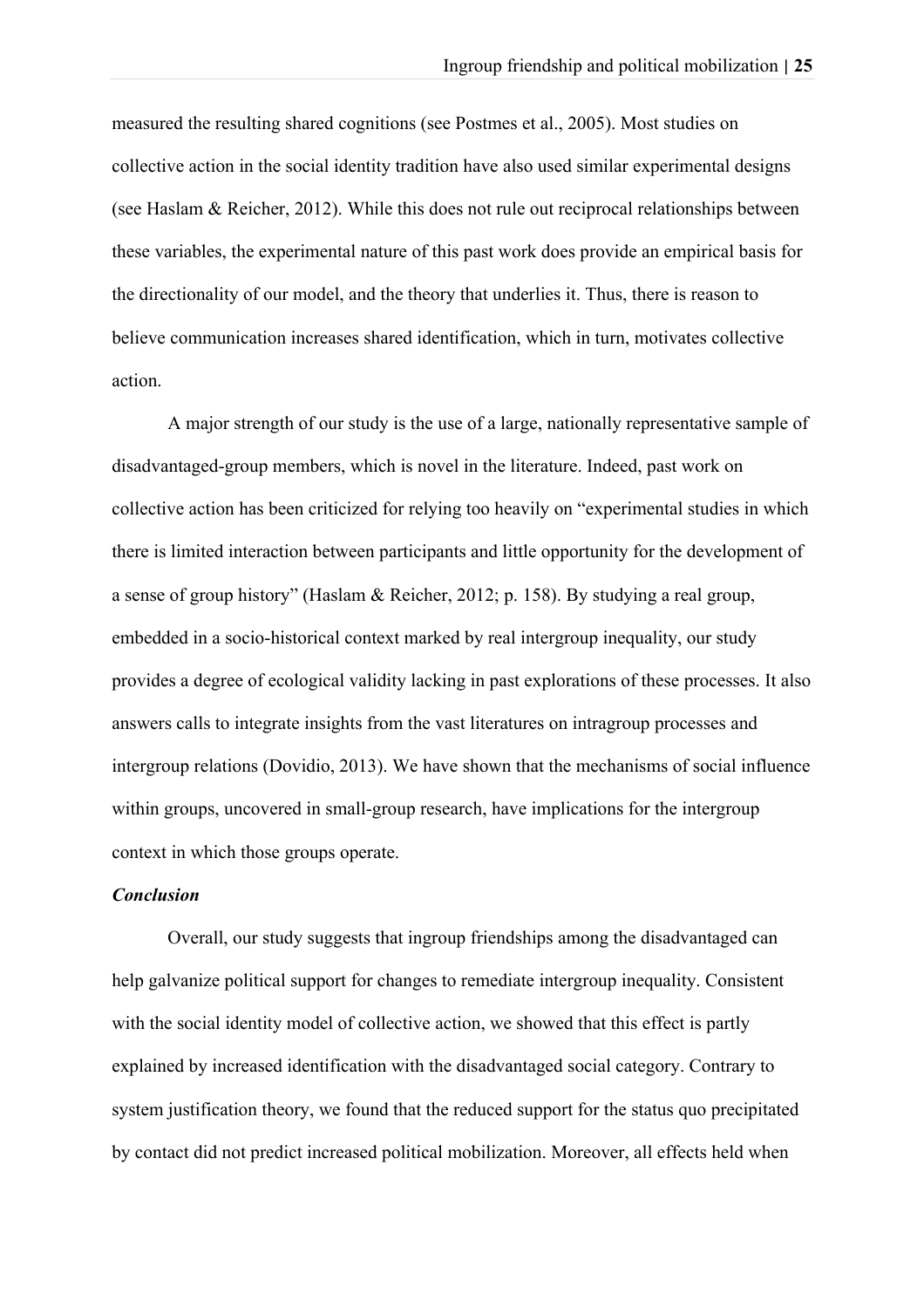measured the resulting shared cognitions (see Postmes et al., 2005). Most studies on collective action in the social identity tradition have also used similar experimental designs (see Haslam & Reicher, 2012). While this does not rule out reciprocal relationships between these variables, the experimental nature of this past work does provide an empirical basis for the directionality of our model, and the theory that underlies it. Thus, there is reason to believe communication increases shared identification, which in turn, motivates collective action.

A major strength of our study is the use of a large, nationally representative sample of disadvantaged-group members, which is novel in the literature. Indeed, past work on collective action has been criticized for relying too heavily on "experimental studies in which there is limited interaction between participants and little opportunity for the development of a sense of group history" (Haslam & Reicher, 2012; p. 158). By studying a real group, embedded in a socio-historical context marked by real intergroup inequality, our study provides a degree of ecological validity lacking in past explorations of these processes. It also answers calls to integrate insights from the vast literatures on intragroup processes and intergroup relations (Dovidio, 2013). We have shown that the mechanisms of social influence within groups, uncovered in small-group research, have implications for the intergroup context in which those groups operate.

### *Conclusion*

Overall, our study suggests that ingroup friendships among the disadvantaged can help galvanize political support for changes to remediate intergroup inequality. Consistent with the social identity model of collective action, we showed that this effect is partly explained by increased identification with the disadvantaged social category. Contrary to system justification theory, we found that the reduced support for the status quo precipitated by contact did not predict increased political mobilization. Moreover, all effects held when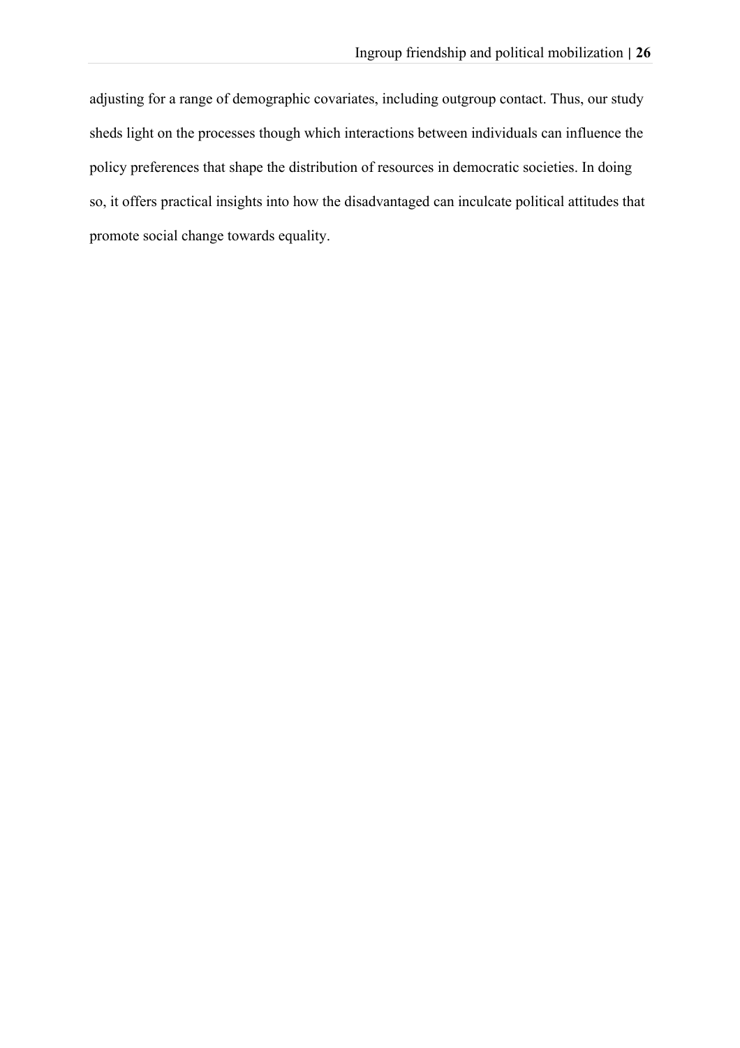adjusting for a range of demographic covariates, including outgroup contact. Thus, our study sheds light on the processes though which interactions between individuals can influence the policy preferences that shape the distribution of resources in democratic societies. In doing so, it offers practical insights into how the disadvantaged can inculcate political attitudes that promote social change towards equality.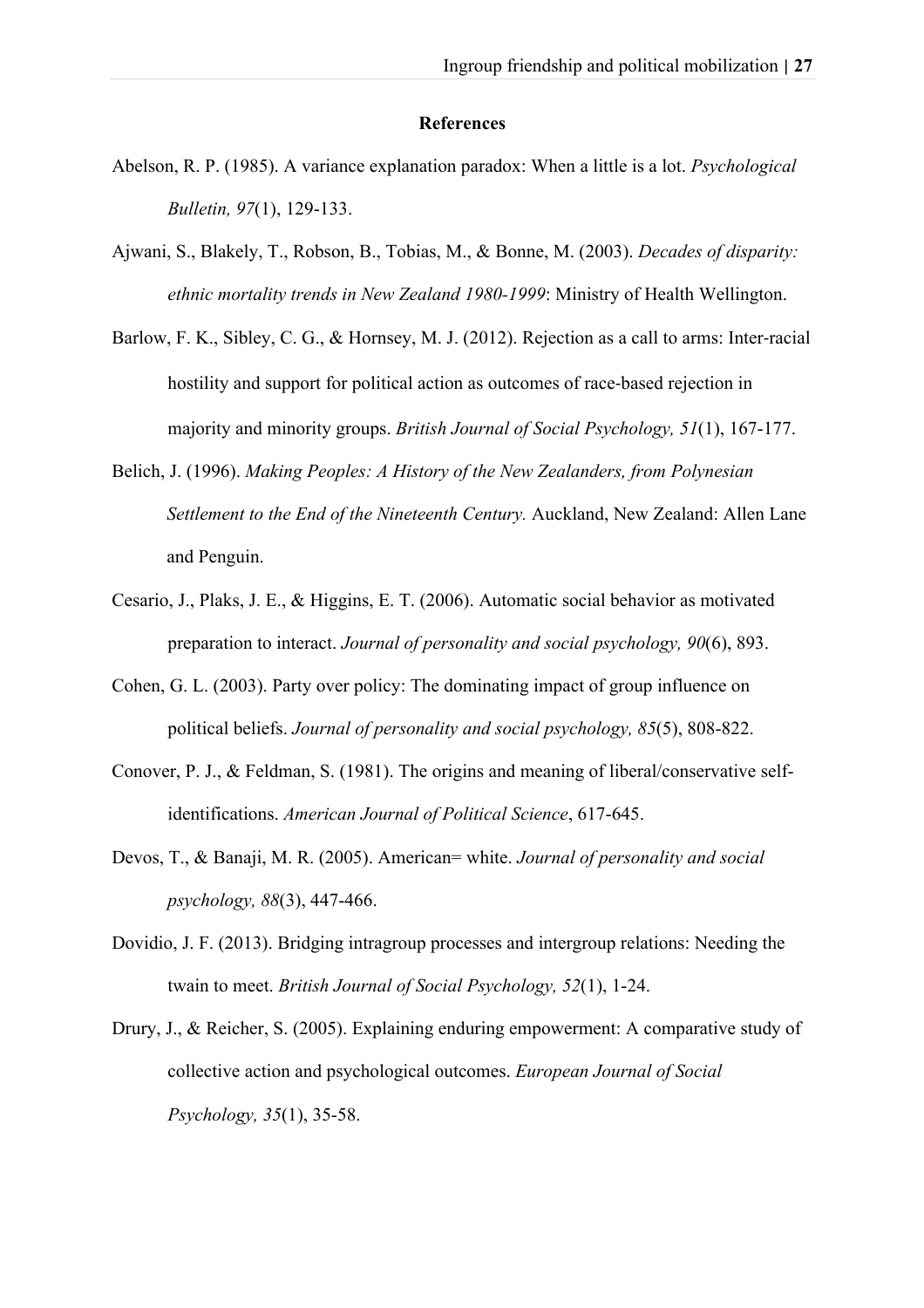## References

Abelson, R. P. (1985). A variance explanation paradox: When a little is a lot. *Psychological Bulletin, 97*(1), 129-133.

Ajwani, S., Blakely, T., Robson, B., Tobias, M., & Bonne, M. (2003). *Decades of disparity: ethnic mortality trends in New Zealand 1980-1999*: Ministry of Health Wellington.

Barlow, F. K., Sibley, C. G., & Hornsey, M. J. (2012). Rejection as a call to arms: Inter-racial hostility and support for political action as outcomes of race-based rejection in majority and minority groups. *British Journal of Social Psychology, 51*(1), 167-177.

Belich, J. (1996). *Making Peoples: A History of the New Zealanders, from Polynesian Settlement to the End of the Nineteenth Century.* Auckland, New Zealand: Allen Lane and Penguin.

Cesario, J., Plaks, J. E., & Higgins, E. T. (2006). Automatic social behavior as motivated preparation to interact. *Journal of personality and social psychology, 90*(6), 893.

Cohen, G. L. (2003). Party over policy: The dominating impact of group influence on political beliefs. *Journal of personality and social psychology, 85*(5), 808-822.

Conover, P. J., & Feldman, S. (1981). The origins and meaning of liberal/conservative self-identifications. *American Journal of Political Science*, 617-645.

Devos, T., & Banaji, M. R. (2005). American= white. *Journal of personality and social psychology, 88*(3), 447-466.

Dovidio, J. F. (2013). Bridging intragroup processes and intergroup relations: Needing the twain to meet. *British Journal of Social Psychology, 52*(1), 1-24.

Drury, J., & Reicher, S. (2005). Explaining enduring empowerment: A comparative study of collective action and psychological outcomes. *European Journal of Social Psychology, 35*(1), 35-58.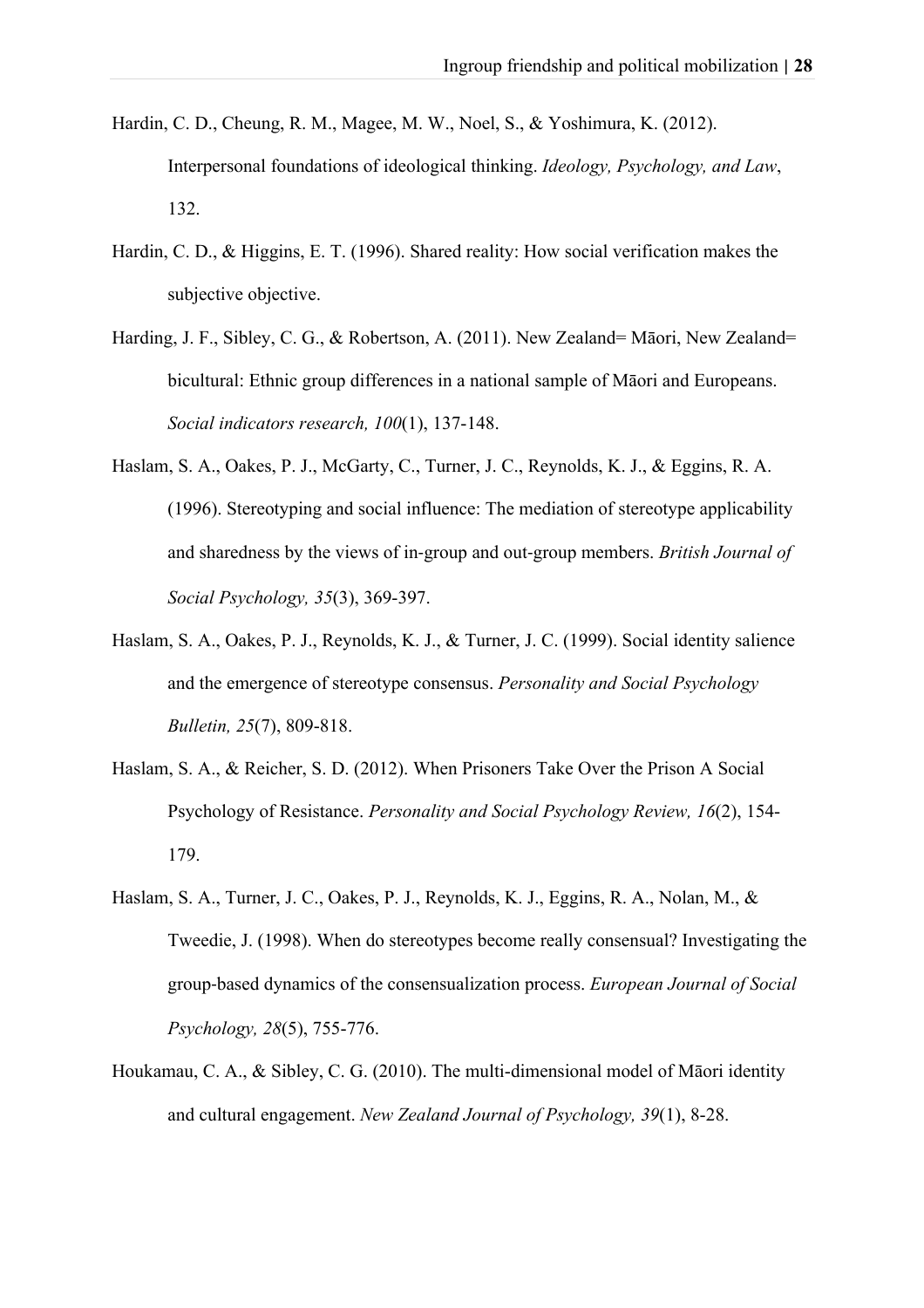Hardin, C. D., Cheung, R. M., Magee, M. W., Noel, S., & Yoshimura, K. (2012). Interpersonal foundations of ideological thinking. *Ideology, Psychology, and Law*, 132.

Hardin, C. D., & Higgins, E. T. (1996). Shared reality: How social verification makes the subjective objective.

Harding, J. F., Sibley, C. G., & Robertson, A. (2011). New Zealand= Māori, New Zealand= bicultural: Ethnic group differences in a national sample of Māori and Europeans. *Social indicators research, 100*(1), 137-148.

Haslam, S. A., Oakes, P. J., McGarty, C., Turner, J. C., Reynolds, K. J., & Eggins, R. A. (1996). Stereotyping and social influence: The mediation of stereotype applicability and sharedness by the views of in-group and out-group members. *British Journal of Social Psychology, 35*(3), 369-397.

Haslam, S. A., Oakes, P. J., Reynolds, K. J., & Turner, J. C. (1999). Social identity salience and the emergence of stereotype consensus. *Personality and Social Psychology Bulletin, 25*(7), 809-818.

Haslam, S. A., & Reicher, S. D. (2012). When Prisoners Take Over the Prison A Social Psychology of Resistance. *Personality and Social Psychology Review, 16*(2), 154-179.

Haslam, S. A., Turner, J. C., Oakes, P. J., Reynolds, K. J., Eggins, R. A., Nolan, M., & Tweedie, J. (1998). When do stereotypes become really consensual? Investigating the group-based dynamics of the consensualization process. *European Journal of Social Psychology, 28*(5), 755-776.

Houkamau, C. A., & Sibley, C. G. (2010). The multi-dimensional model of Māori identity and cultural engagement. *New Zealand Journal of Psychology, 39*(1), 8-28.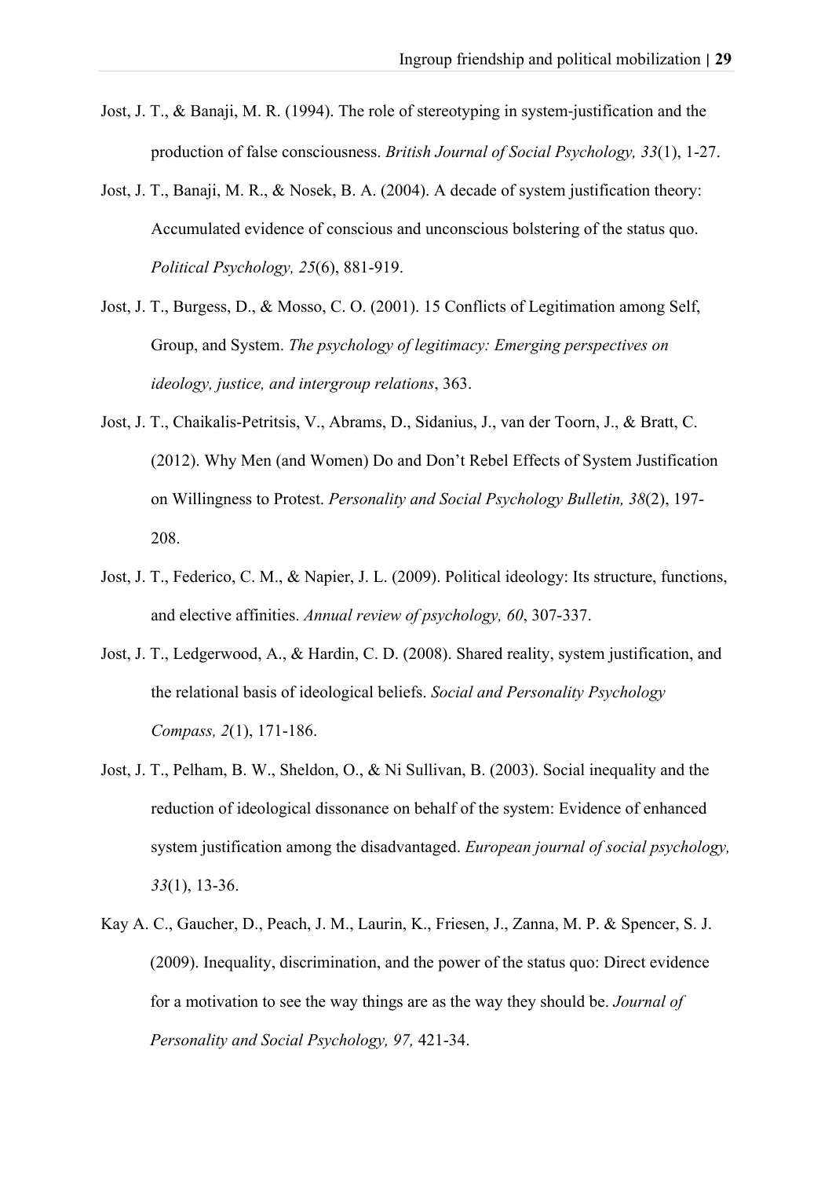Jost, J. T., & Banaji, M. R. (1994). The role of stereotyping in system-justification and the production of false consciousness. *British Journal of Social Psychology, 33*(1), 1-27.

Jost, J. T., Banaji, M. R., & Nosek, B. A. (2004). A decade of system justification theory: Accumulated evidence of conscious and unconscious bolstering of the status quo. *Political Psychology, 25*(6), 881-919.

Jost, J. T., Burgess, D., & Mosso, C. O. (2001). 15 Conflicts of Legitimation among Self, Group, and System. *The psychology of legitimacy: Emerging perspectives on ideology, justice, and intergroup relations*, 363.

Jost, J. T., Chaikalis-Petritsis, V., Abrams, D., Sidanius, J., van der Toorn, J., & Bratt, C. (2012). Why Men (and Women) Do and Don't Rebel Effects of System Justification on Willingness to Protest. *Personality and Social Psychology Bulletin, 38*(2), 197-208.

Jost, J. T., Federico, C. M., & Napier, J. L. (2009). Political ideology: Its structure, functions, and elective affinities. *Annual review of psychology, 60*, 307-337.

Jost, J. T., Ledgerwood, A., & Hardin, C. D. (2008). Shared reality, system justification, and the relational basis of ideological beliefs. *Social and Personality Psychology Compass, 2*(1), 171-186.

Jost, J. T., Pelham, B. W., Sheldon, O., & Ni Sullivan, B. (2003). Social inequality and the reduction of ideological dissonance on behalf of the system: Evidence of enhanced system justification among the disadvantaged. *European journal of social psychology, 33*(1), 13-36.

Kay A. C., Gaucher, D., Peach, J. M., Laurin, K., Friesen, J., Zanna, M. P. & Spencer, S. J. (2009). Inequality, discrimination, and the power of the status quo: Direct evidence for a motivation to see the way things are as the way they should be. *Journal of Personality and Social Psychology, 97,* 421-34.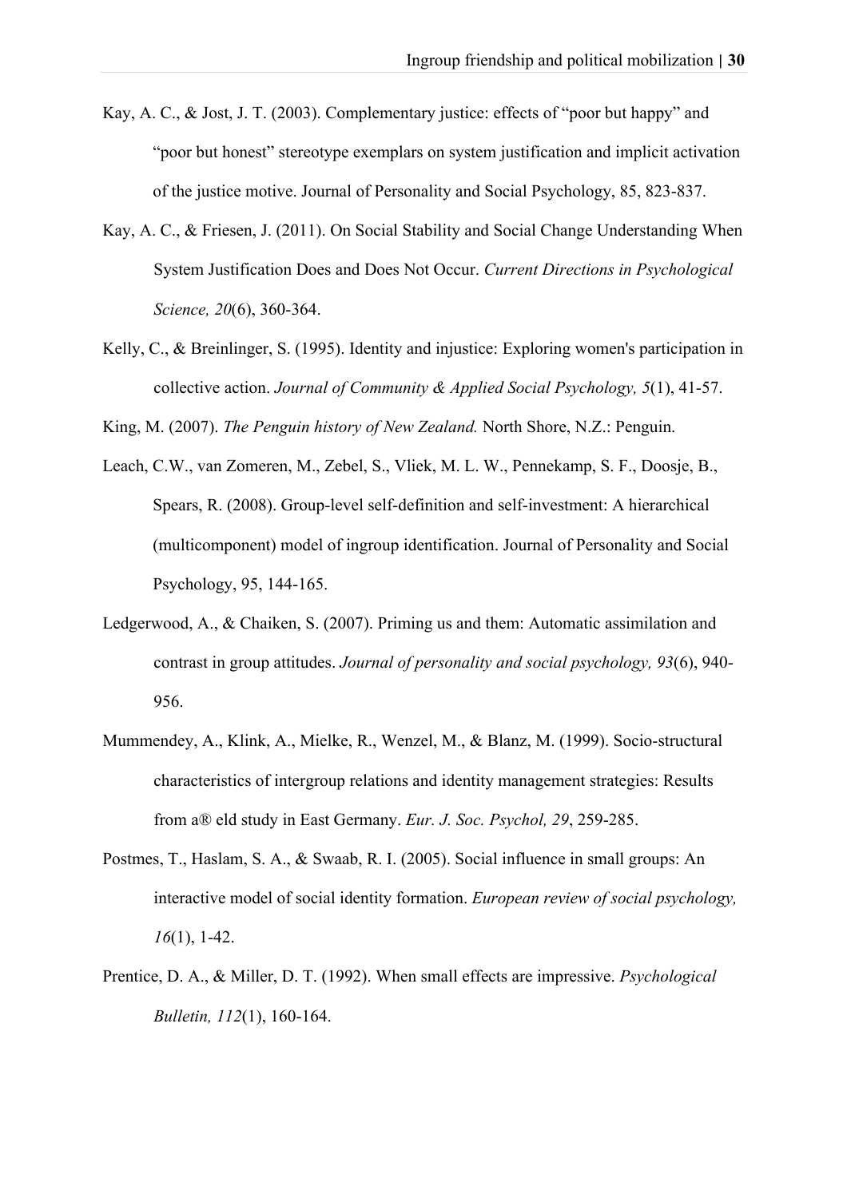Kay, A. C., & Jost, J. T. (2003). Complementary justice: effects of "poor but happy" and "poor but honest" stereotype exemplars on system justification and implicit activation of the justice motive. Journal of Personality and Social Psychology, 85, 823-837.

Kay, A. C., & Friesen, J. (2011). On Social Stability and Social Change Understanding When System Justification Does and Does Not Occur. *Current Directions in Psychological Science, 20*(6), 360-364.

Kelly, C., & Breinlinger, S. (1995). Identity and injustice: Exploring women's participation in collective action. *Journal of Community & Applied Social Psychology, 5*(1), 41-57.

King, M. (2007). *The Penguin history of New Zealand.* North Shore, N.Z.: Penguin.

Leach, C.W., van Zomeren, M., Zebel, S., Vliek, M. L. W., Pennekamp, S. F., Doosje, B., Spears, R. (2008). Group-level self-definition and self-investment: A hierarchical (multicomponent) model of ingroup identification. Journal of Personality and Social Psychology, 95, 144-165.

Ledgerwood, A., & Chaiken, S. (2007). Priming us and them: Automatic assimilation and contrast in group attitudes. *Journal of personality and social psychology, 93*(6), 940-956.

Mummendey, A., Klink, A., Mielke, R., Wenzel, M., & Blanz, M. (1999). Socio-structural characteristics of intergroup relations and identity management strategies: Results from a® eld study in East Germany. *Eur. J. Soc. Psychol, 29*, 259-285.

Postmes, T., Haslam, S. A., & Swaab, R. I. (2005). Social influence in small groups: An interactive model of social identity formation. *European review of social psychology, 16*(1), 1-42.

Prentice, D. A., & Miller, D. T. (1992). When small effects are impressive. *Psychological Bulletin, 112*(1), 160-164.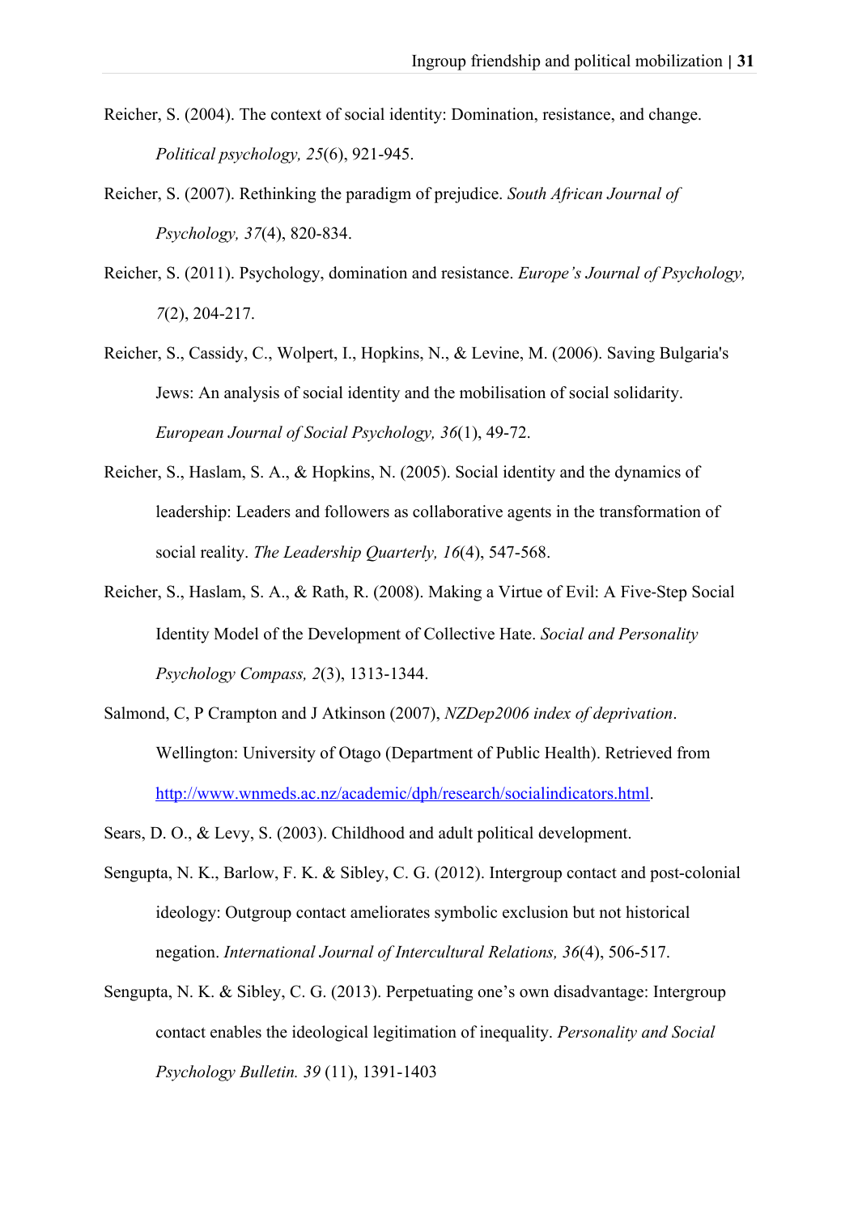Reicher, S. (2004). The context of social identity: Domination, resistance, and change. *Political psychology, 25*(6), 921-945.

Reicher, S. (2007). Rethinking the paradigm of prejudice. *South African Journal of Psychology, 37*(4), 820-834.

Reicher, S. (2011). Psychology, domination and resistance. *Europe's Journal of Psychology, 7*(2), 204-217.

Reicher, S., Cassidy, C., Wolpert, I., Hopkins, N., & Levine, M. (2006). Saving Bulgaria's Jews: An analysis of social identity and the mobilisation of social solidarity. *European Journal of Social Psychology, 36*(1), 49-72.

Reicher, S., Haslam, S. A., & Hopkins, N. (2005). Social identity and the dynamics of leadership: Leaders and followers as collaborative agents in the transformation of social reality. *The Leadership Quarterly, 16*(4), 547-568.

Reicher, S., Haslam, S. A., & Rath, R. (2008). Making a Virtue of Evil: A Five-Step Social Identity Model of the Development of Collective Hate. *Social and Personality Psychology Compass, 2*(3), 1313-1344.

Salmond, C, P Crampton and J Atkinson (2007), *NZDep2006 index of deprivation*. Wellington: University of Otago (Department of Public Health). Retrieved from [http://www.wnmeds.ac.nz/academic/dph/research/socialindicators.html](http://www.wnmeds.ac.nz/academic/dph/research/socialindicators.html).

Sears, D. O., & Levy, S. (2003). Childhood and adult political development.

Sengupta, N. K., Barlow, F. K. & Sibley, C. G. (2012). Intergroup contact and post-colonial ideology: Outgroup contact ameliorates symbolic exclusion but not historical negation. *International Journal of Intercultural Relations, 36*(4), 506-517.

Sengupta, N. K. & Sibley, C. G. (2013). Perpetuating one's own disadvantage: Intergroup contact enables the ideological legitimation of inequality. *Personality and Social Psychology Bulletin. 39* (11), 1391-1403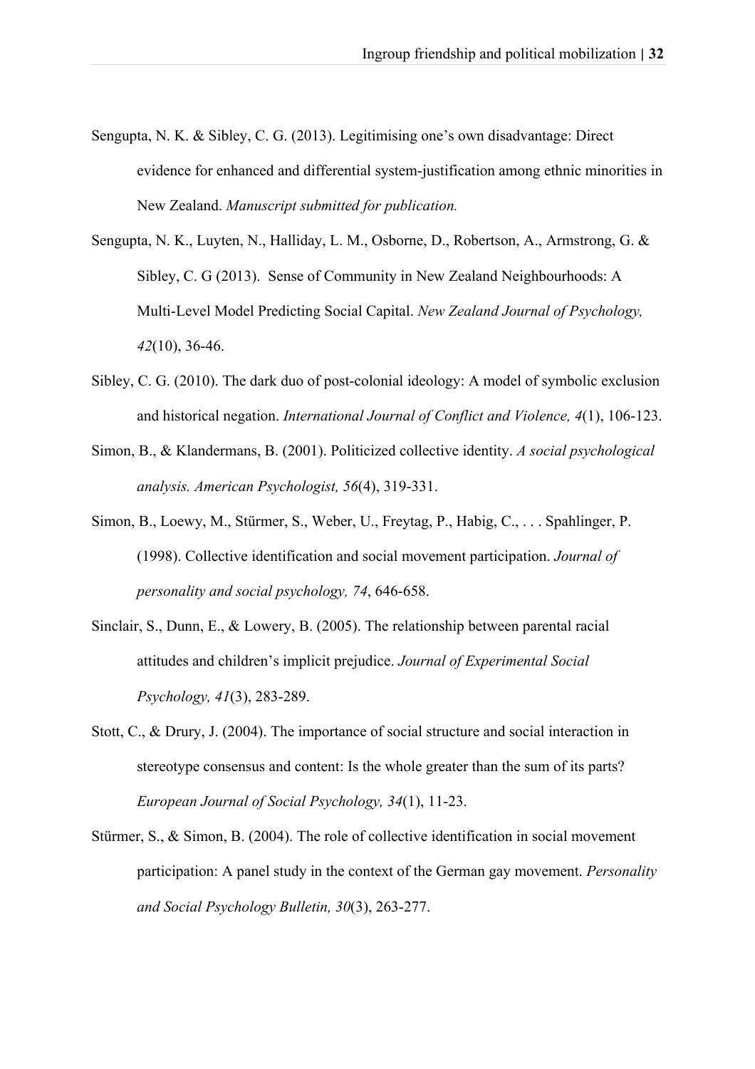Sengupta, N. K. & Sibley, C. G. (2013). Legitimising one's own disadvantage: Direct evidence for enhanced and differential system-justification among ethnic minorities in New Zealand. *Manuscript submitted for publication.*

Sengupta, N. K., Luyten, N., Halliday, L. M., Osborne, D., Robertson, A., Armstrong, G. & Sibley, C. G (2013). Sense of Community in New Zealand Neighbourhoods: A Multi-Level Model Predicting Social Capital. *New Zealand Journal of Psychology, 42*(10), 36-46.

Sibley, C. G. (2010). The dark duo of post-colonial ideology: A model of symbolic exclusion and historical negation. *International Journal of Conflict and Violence, 4*(1), 106-123.

Simon, B., & Klandermans, B. (2001). Politicized collective identity. *A social psychological analysis. American Psychologist, 56*(4), 319-331.

Simon, B., Loewy, M., Stürmer, S., Weber, U., Freytag, P., Habig, C., . . . Spahlinger, P. (1998). Collective identification and social movement participation. *Journal of personality and social psychology, 74*, 646-658.

Sinclair, S., Dunn, E., & Lowery, B. (2005). The relationship between parental racial attitudes and children's implicit prejudice. *Journal of Experimental Social Psychology, 41*(3), 283-289.

Stott, C., & Drury, J. (2004). The importance of social structure and social interaction in stereotype consensus and content: Is the whole greater than the sum of its parts? *European Journal of Social Psychology, 34*(1), 11-23.

Stürmer, S., & Simon, B. (2004). The role of collective identification in social movement participation: A panel study in the context of the German gay movement. *Personality and Social Psychology Bulletin, 30*(3), 263-277.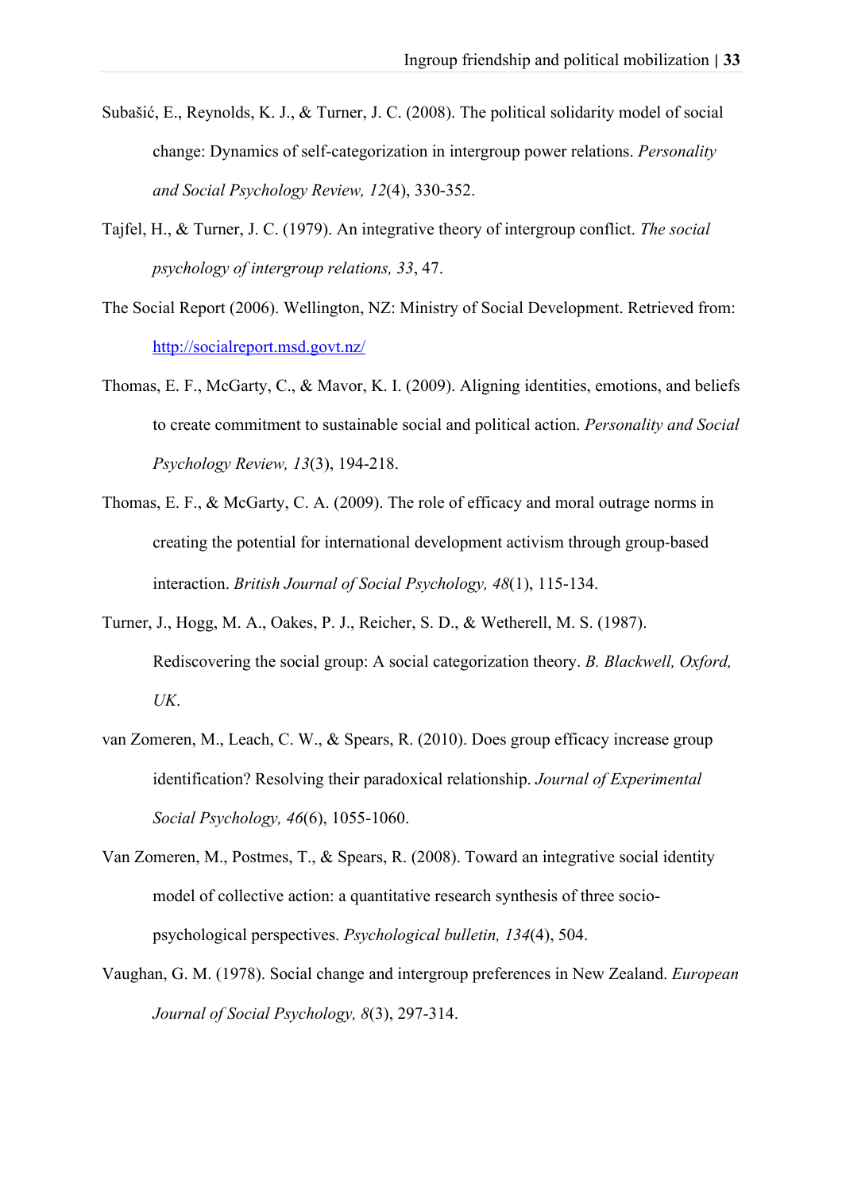Subašić, E., Reynolds, K. J., & Turner, J. C. (2008). The political solidarity model of social change: Dynamics of self-categorization in intergroup power relations. *Personality and Social Psychology Review, 12*(4), 330-352.

Tajfel, H., & Turner, J. C. (1979). An integrative theory of intergroup conflict. *The social psychology of intergroup relations, 33*, 47.

The Social Report (2006). Wellington, NZ: Ministry of Social Development. Retrieved from: http://socialreport.msd.govt.nz/

Thomas, E. F., McGarty, C., & Mavor, K. I. (2009). Aligning identities, emotions, and beliefs to create commitment to sustainable social and political action. *Personality and Social Psychology Review, 13*(3), 194-218.

Thomas, E. F., & McGarty, C. A. (2009). The role of efficacy and moral outrage norms in creating the potential for international development activism through group-based interaction. *British Journal of Social Psychology, 48*(1), 115-134.

Turner, J., Hogg, M. A., Oakes, P. J., Reicher, S. D., & Wetherell, M. S. (1987). Rediscovering the social group: A social categorization theory. *B. Blackwell, Oxford, UK*.

van Zomeren, M., Leach, C. W., & Spears, R. (2010). Does group efficacy increase group identification? Resolving their paradoxical relationship. *Journal of Experimental Social Psychology, 46*(6), 1055-1060.

Van Zomeren, M., Postmes, T., & Spears, R. (2008). Toward an integrative social identity model of collective action: a quantitative research synthesis of three socio-psychological perspectives. *Psychological bulletin, 134*(4), 504.

Vaughan, G. M. (1978). Social change and intergroup preferences in New Zealand. *European Journal of Social Psychology, 8*(3), 297-314.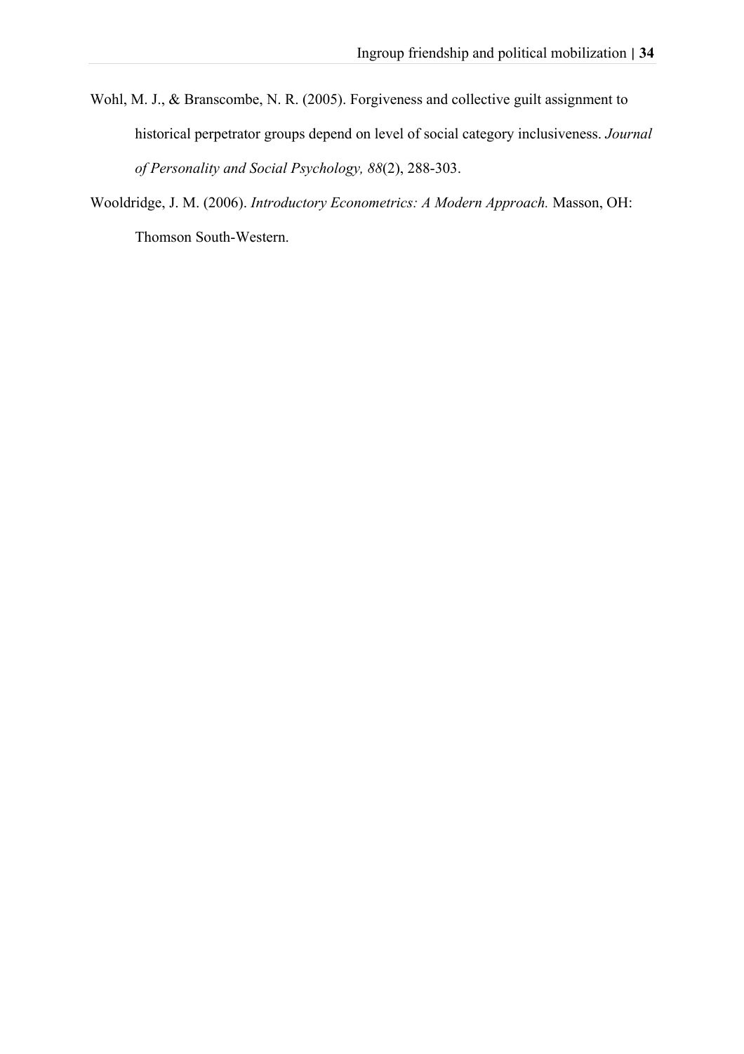Wohl, M. J., & Branscombe, N. R. (2005). Forgiveness and collective guilt assignment to historical perpetrator groups depend on level of social category inclusiveness. *Journal of Personality and Social Psychology, 88*(2), 288-303.

Wooldridge, J. M. (2006). *Introductory Econometrics: A Modern Approach.* Masson, OH: Thomson South-Western.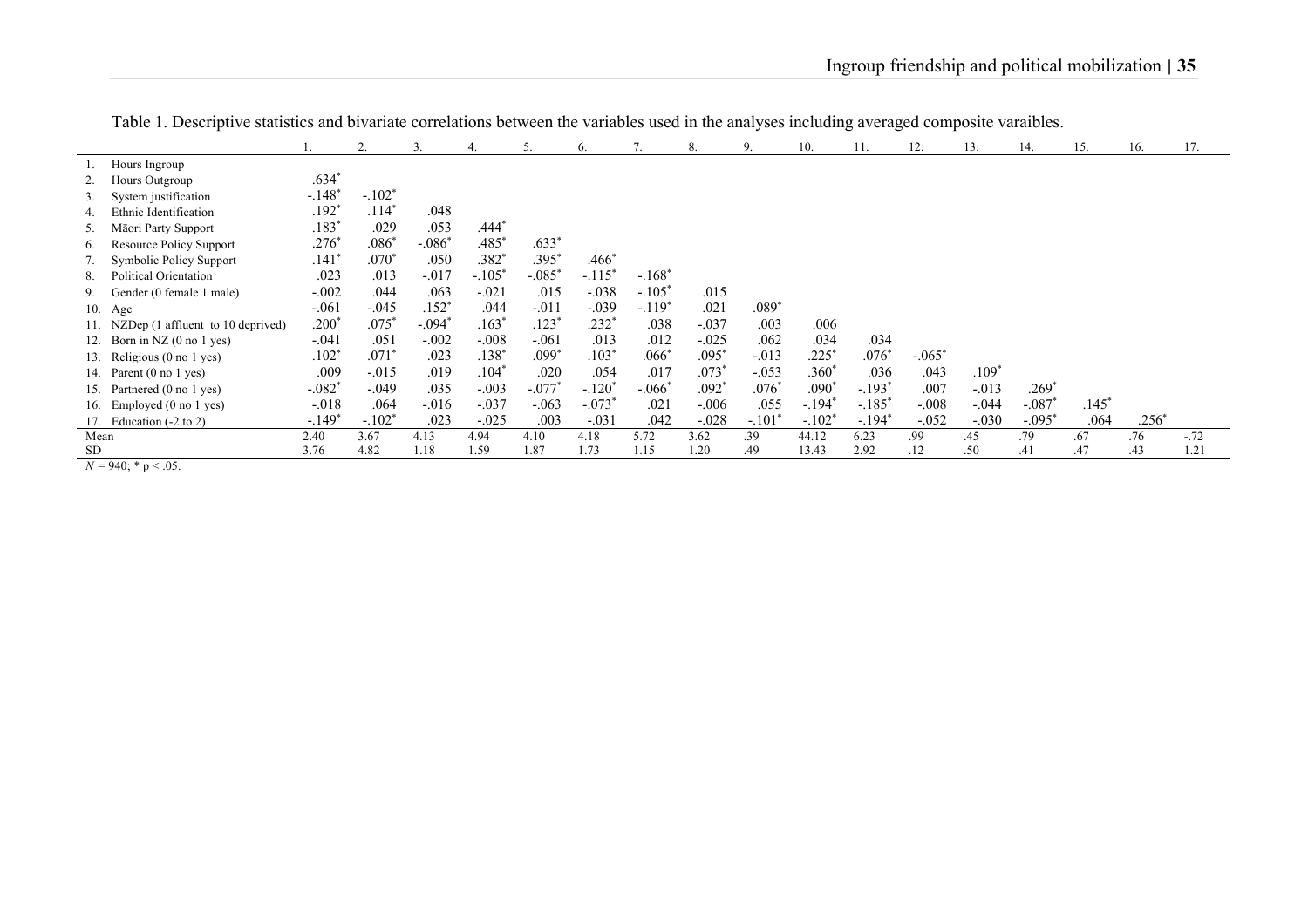Table 1. Descriptive statistics and bivariate correlations between the variables used in the analyses including averaged composite varaibles.

| | 1. | 2. | 3. | 4. | 5. | 6. | 7. | 8. | 9. | 10. | 11. | 12. | 13. | 14. | 15. | 16. | 17. |
|---|---|---|---|---|---|---|---|---|---|---|---|---|---|---|---|---|---|
| 1. Hours Ingroup | | | | | | | | | | | | | | | | | |
| 2. Hours Outgroup | .634* | | | | | | | | | | | | | | | | |
| 3. System justification | -.148* | -.102* | | | | | | | | | | | | | | | |
| 4. Ethnic Identification | .192* | .114* | .048 | | | | | | | | | | | | | | |
| 5. Māori Party Support | .183* | .029 | .053 | .444* | | | | | | | | | | | | | |
| 6. Resource Policy Support | .276* | .086* | -.086* | .485* | .633* | | | | | | | | | | | | |
| 7. Symbolic Policy Support | .141* | .070* | .050 | .382* | .395* | .466* | | | | | | | | | | | |
| 8. Political Orientation | .023 | .013 | -.017 | -.105* | -.085* | -.115* | -.168* | | | | | | | | | | |
| 9. Gender (0 female 1 male) | -.002 | .044 | .063 | -.021 | .015 | -.038 | -.105* | .015 | | | | | | | | | |
| 10. Age | -.061 | -.045 | .152* | .044 | -.011 | -.039 | -.119* | .021 | .089* | | | | | | | | |
| 11. NZDep (1 affluent to 10 deprived) | .200* | .075* | -.094* | .163* | .123* | .232* | .038 | -.037 | .003 | .006 | | | | | | | |
| 12. Born in NZ (0 no 1 yes) | -.041 | .051 | -.002 | -.008 | -.061 | .013 | .012 | -.025 | .062 | .034 | .034 | | | | | | |
| 13. Religious (0 no 1 yes) | .102* | .071* | .023 | .138* | .099* | .103* | .066* | .095* | -.013 | .225* | .076* | -.065* | | | | | |
| 14. Parent (0 no 1 yes) | .009 | -.015 | .019 | .104* | .020 | .054 | .017 | .073* | -.053 | .360* | .036 | .043 | .109* | | | | |
| 15. Partnered (0 no 1 yes) | -.082* | -.049 | .035 | -.003 | -.077* | -.120* | -.066* | .092* | .076* | .090* | -.193* | .007 | -.013 | .269* | | | |
| 16. Employed (0 no 1 yes) | -.018 | .064 | -.016 | -.037 | -.063 | -.073* | .021 | -.006 | .055 | -.194* | -.185* | -.008 | -.044 | -.087* | .145* | | |
| 17. Education (-2 to 2) | -.149* | -.102* | .023 | -.025 | .003 | -.031 | .042 | -.028 | -.101* | -.102* | -.194* | -.052 | -.030 | -.095* | .064 | .256* | |
| Mean | 2.40 | 3.67 | 4.13 | 4.94 | 4.10 | 4.18 | 5.72 | 3.62 | .39 | 44.12 | 6.23 | .99 | .45 | .79 | .67 | .76 | -.72 |
| SD | 3.76 | 4.82 | 1.18 | 1.59 | 1.87 | 1.73 | 1.15 | 1.20 | .49 | 13.43 | 2.92 | .12 | .50 | .41 | .47 | .43 | 1.21 |

*N* = 940; * p < .05.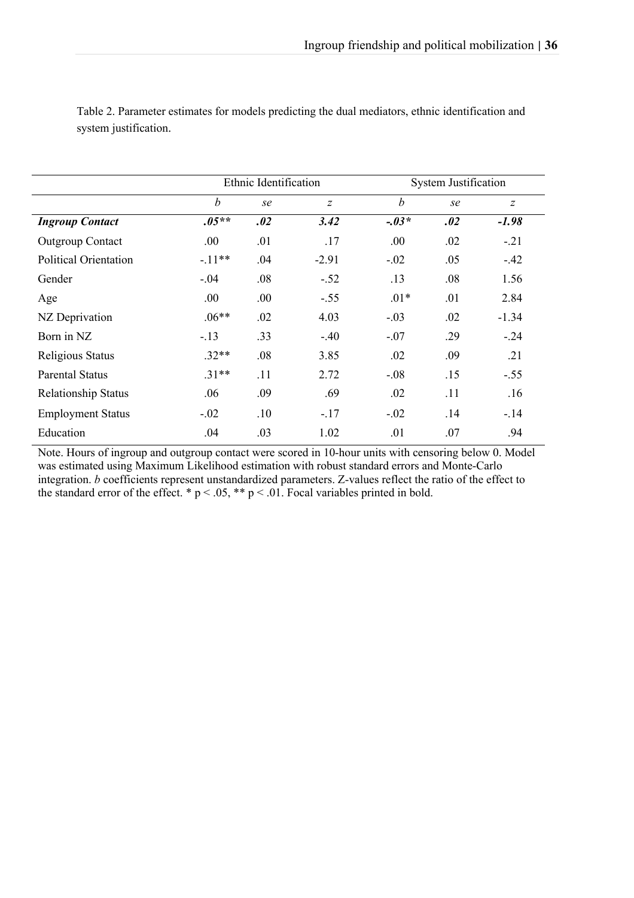Table 2. Parameter estimates for models predicting the dual mediators, ethnic identification and system justification.

| | Ethnic Identification | | | System Justification | | |
|---|---|---|---|---|---|---|
| | *b* | *se* | *z* | *b* | *se* | *z* |
| ***Ingroup Contact*** | ***.05\*\**** | ***.02*** | ***3.42*** | ***-.03\**** | ***.02*** | ***-1.98*** |
| Outgroup Contact | .00 | .01 | .17 | .00 | .02 | -.21 |
| Political Orientation | -.11** | .04 | -2.91 | -.02 | .05 | -.42 |
| Gender | -.04 | .08 | -.52 | .13 | .08 | 1.56 |
| Age | .00 | .00 | -.55 | .01* | .01 | 2.84 |
| NZ Deprivation | .06** | .02 | 4.03 | -.03 | .02 | -1.34 |
| Born in NZ | -.13 | .33 | -.40 | -.07 | .29 | -.24 |
| Religious Status | .32** | .08 | 3.85 | .02 | .09 | .21 |
| Parental Status | .31** | .11 | 2.72 | -.08 | .15 | -.55 |
| Relationship Status | .06 | .09 | .69 | .02 | .11 | .16 |
| Employment Status | -.02 | .10 | -.17 | -.02 | .14 | -.14 |
| Education | .04 | .03 | 1.02 | .01 | .07 | .94 |

Note. Hours of ingroup and outgroup contact were scored in 10-hour units with censoring below 0. Model was estimated using Maximum Likelihood estimation with robust standard errors and Monte-Carlo integration. *b* coefficients represent unstandardized parameters. Z-values reflect the ratio of the effect to the standard error of the effect. * $p < .05$, ** $p < .01$. Focal variables printed in bold.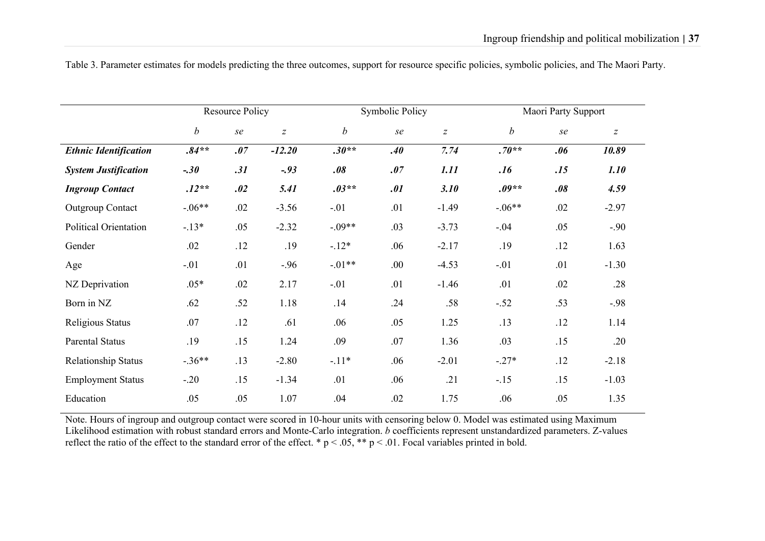Table 3. Parameter estimates for models predicting the three outcomes, support for resource specific policies, symbolic policies, and The Maori Party.

| | Resource Policy | | | Symbolic Policy | | | Maori Party Support | | |
|---|---|---|---|---|---|---|---|---|---|
| | *b* | *se* | *z* | *b* | *se* | *z* | *b* | *se* | *z* |
| ***Ethnic Identification*** | ***.84*** | ***.07*** | ***-12.20*** | ***.30*** | ***.40*** | ***7.74*** | ***.70*** | ***.06*** | ***10.89*** |
| ***System Justification*** | ***-.30*** | ***.31*** | ***-.93*** | ***.08*** | ***.07*** | ***1.11*** | ***.16*** | ***.15*** | ***1.10*** |
| ***Ingroup Contact*** | ***.12*** | ***.02*** | ***5.41*** | ***.03*** | ***.01*** | ***3.10*** | ***.09*** | ***.08*** | ***4.59*** |
| Outgroup Contact | -.06** | .02 | -3.56 | -.01 | .01 | -1.49 | -.06** | .02 | -2.97 |
| Political Orientation | -.13* | .05 | -2.32 | -.09** | .03 | -3.73 | -.04 | .05 | -.90 |
| Gender | .02 | .12 | .19 | -.12* | .06 | -2.17 | .19 | .12 | 1.63 |
| Age | -.01 | .01 | -.96 | -.01** | .00 | -4.53 | -.01 | .01 | -1.30 |
| NZ Deprivation | .05* | .02 | 2.17 | -.01 | .01 | -1.46 | .01 | .02 | .28 |
| Born in NZ | .62 | .52 | 1.18 | .14 | .24 | .58 | -.52 | .53 | -.98 |
| Religious Status | .07 | .12 | .61 | .06 | .05 | 1.25 | .13 | .12 | 1.14 |
| Parental Status | .19 | .15 | 1.24 | .09 | .07 | 1.36 | .03 | .15 | .20 |
| Relationship Status | -.36** | .13 | -2.80 | -.11* | .06 | -2.01 | -.27* | .12 | -2.18 |
| Employment Status | -.20 | .15 | -1.34 | .01 | .06 | .21 | -.15 | .15 | -1.03 |
| Education | .05 | .05 | 1.07 | .04 | .02 | 1.75 | .06 | .05 | 1.35 |

Note. Hours of ingroup and outgroup contact were scored in 10-hour units with censoring below 0. Model was estimated using Maximum Likelihood estimation with robust standard errors and Monte-Carlo integration. *b* coefficients represent unstandardized parameters. Z-values reflect the ratio of the effect to the standard error of the effect. * $p < .05$, ** $p < .01$. Focal variables printed in bold.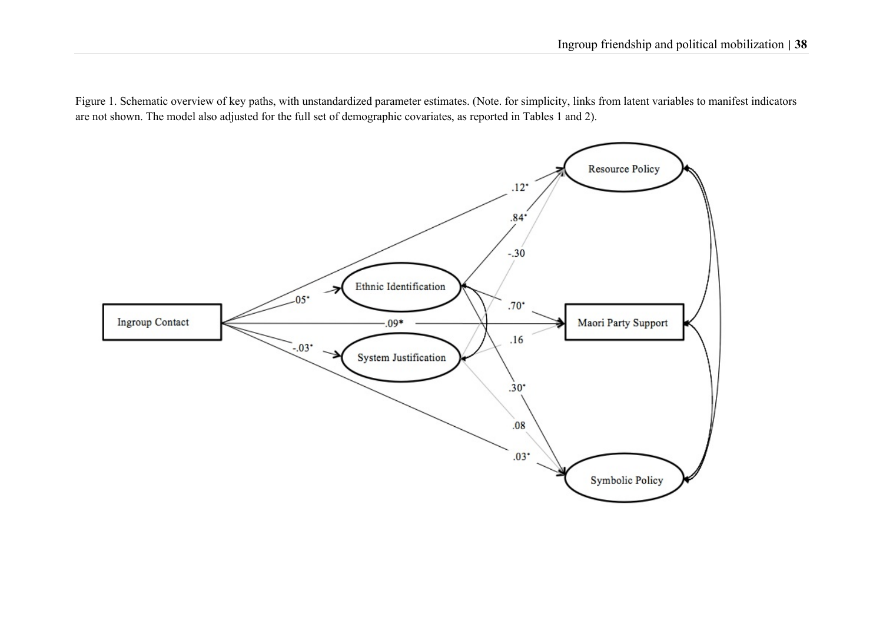Figure 1. Schematic overview of key paths, with unstandardized parameter estimates. (Note. for simplicity, links from latent variables to manifest indicators are not shown. The model also adjusted for the full set of demographic covariates, as reported in Tables 1 and 2).

Resource Policy

.12*

.84*

-.30

Ethnic Identification

.05*

.70*

Ingroup Contact

.09*

Maori Party Support

-.03*

.16

System Justification

.30*

.08

.03*

Symbolic Policy